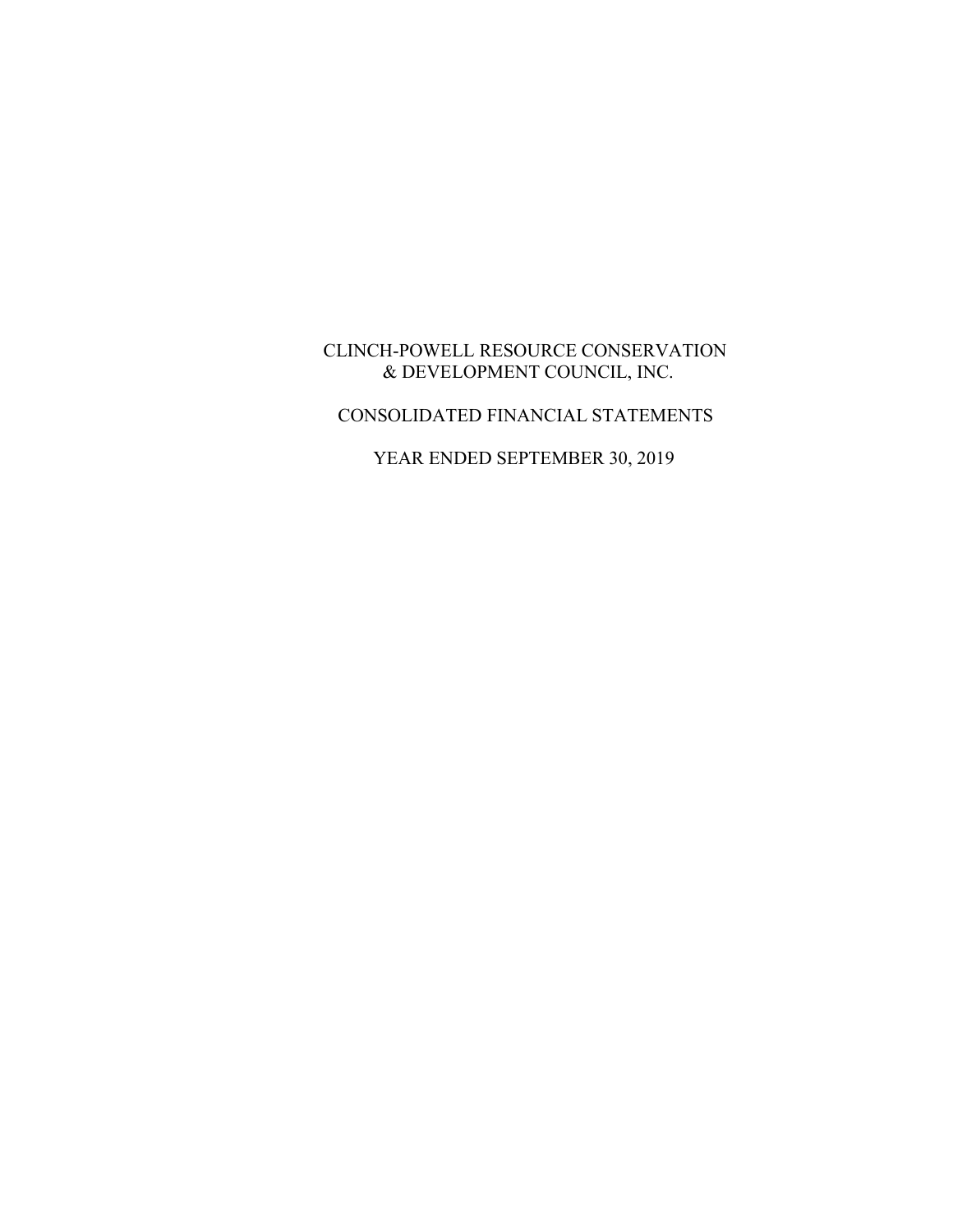# CLINCH-POWELL RESOURCE CONSERVATION & DEVELOPMENT COUNCIL, INC.

## CONSOLIDATED FINANCIAL STATEMENTS

## YEAR ENDED SEPTEMBER 30, 2019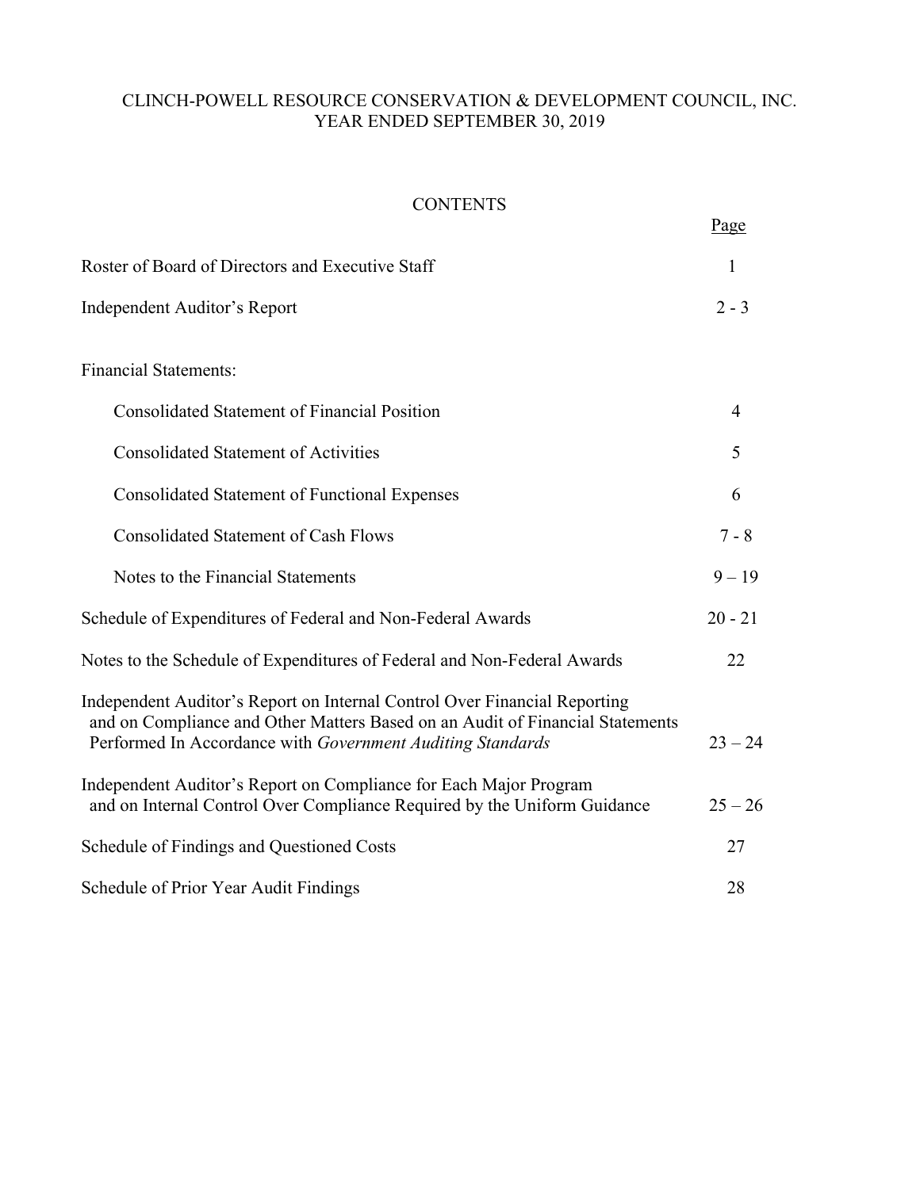CLINCH-POWELL RESOURCE CONSERVATION & DEVELOPMENT COUNCIL, INC.
YEAR ENDED SEPTEMBER 30, 2019

# CONTENTS

| | Page |
|---|---|
| Roster of Board of Directors and Executive Staff | 1 |
| Independent Auditor's Report | 2 - 3 |
| Financial Statements: | |
| Consolidated Statement of Financial Position | 4 |
| Consolidated Statement of Activities | 5 |
| Consolidated Statement of Functional Expenses | 6 |
| Consolidated Statement of Cash Flows | 7 - 8 |
| Notes to the Financial Statements | 9 – 19 |
| Schedule of Expenditures of Federal and Non-Federal Awards | 20 - 21 |
| Notes to the Schedule of Expenditures of Federal and Non-Federal Awards | 22 |
| Independent Auditor's Report on Internal Control Over Financial Reporting and on Compliance and Other Matters Based on an Audit of Financial Statements Performed In Accordance with *Government Auditing Standards* | 23 – 24 |
| Independent Auditor's Report on Compliance for Each Major Program and on Internal Control Over Compliance Required by the Uniform Guidance | 25 – 26 |
| Schedule of Findings and Questioned Costs | 27 |
| Schedule of Prior Year Audit Findings | 28 |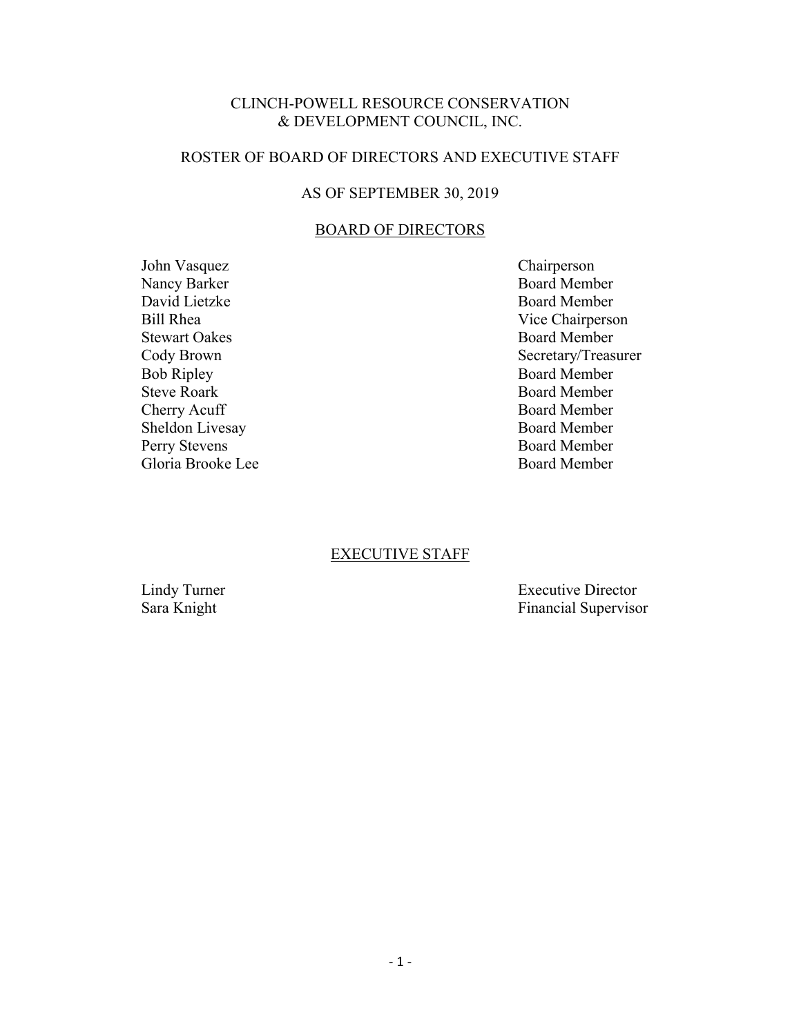# CLINCH-POWELL RESOURCE CONSERVATION & DEVELOPMENT COUNCIL, INC.

## ROSTER OF BOARD OF DIRECTORS AND EXECUTIVE STAFF

## AS OF SEPTEMBER 30, 2019

### BOARD OF DIRECTORS

| Name | Position |
| --- | --- |
| John Vasquez | Chairperson |
| Nancy Barker | Board Member |
| David Lietzke | Board Member |
| Bill Rhea | Vice Chairperson |
| Stewart Oakes | Board Member |
| Cody Brown | Secretary/Treasurer |
| Bob Ripley | Board Member |
| Steve Roark | Board Member |
| Cherry Acuff | Board Member |
| Sheldon Livesay | Board Member |
| Perry Stevens | Board Member |
| Gloria Brooke Lee | Board Member |

### EXECUTIVE STAFF

| Name | Position |
| --- | --- |
| Lindy Turner | Executive Director |
| Sara Knight | Financial Supervisor |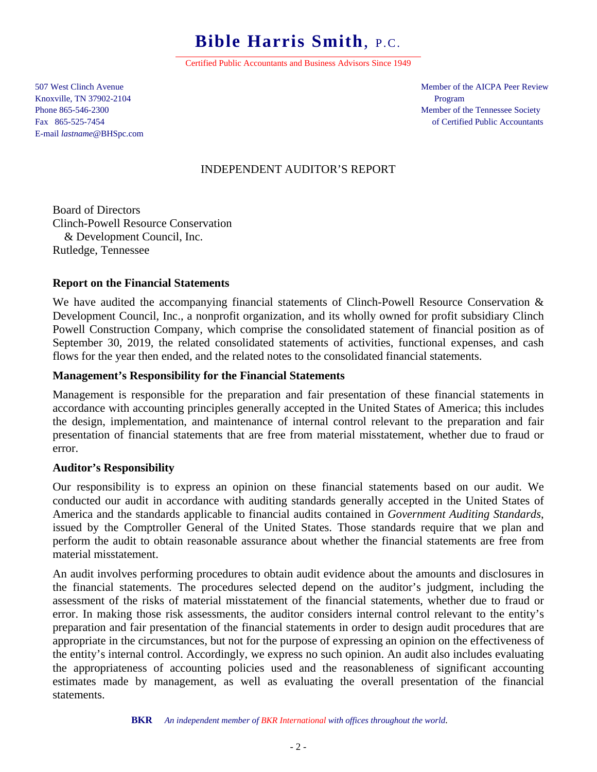# Bible Harris Smith, P.C.

Certified Public Accountants and Business Advisors Since 1949

507 West Clinch Avenue
Knoxville, TN 37902-2104
Phone 865-546-2300
Fax 865-525-7454
E-mail *lastname*@BHSpc.com

Member of the AICPA Peer Review Program
Member of the Tennessee Society of Certified Public Accountants

## INDEPENDENT AUDITOR'S REPORT

Board of Directors
Clinch-Powell Resource Conservation
& Development Council, Inc.
Rutledge, Tennessee

### Report on the Financial Statements

We have audited the accompanying financial statements of Clinch-Powell Resource Conservation & Development Council, Inc., a nonprofit organization, and its wholly owned for profit subsidiary Clinch Powell Construction Company, which comprise the consolidated statement of financial position as of September 30, 2019, the related consolidated statements of activities, functional expenses, and cash flows for the year then ended, and the related notes to the consolidated financial statements.

### Management's Responsibility for the Financial Statements

Management is responsible for the preparation and fair presentation of these financial statements in accordance with accounting principles generally accepted in the United States of America; this includes the design, implementation, and maintenance of internal control relevant to the preparation and fair presentation of financial statements that are free from material misstatement, whether due to fraud or error.

### Auditor's Responsibility

Our responsibility is to express an opinion on these financial statements based on our audit. We conducted our audit in accordance with auditing standards generally accepted in the United States of America and the standards applicable to financial audits contained in *Government Auditing Standards*, issued by the Comptroller General of the United States. Those standards require that we plan and perform the audit to obtain reasonable assurance about whether the financial statements are free from material misstatement.

An audit involves performing procedures to obtain audit evidence about the amounts and disclosures in the financial statements. The procedures selected depend on the auditor's judgment, including the assessment of the risks of material misstatement of the financial statements, whether due to fraud or error. In making those risk assessments, the auditor considers internal control relevant to the entity's preparation and fair presentation of the financial statements in order to design audit procedures that are appropriate in the circumstances, but not for the purpose of expressing an opinion on the effectiveness of the entity's internal control. Accordingly, we express no such opinion. An audit also includes evaluating the appropriateness of accounting policies used and the reasonableness of significant accounting estimates made by management, as well as evaluating the overall presentation of the financial statements.

**BKR** *An independent member of BKR International with offices throughout the world.*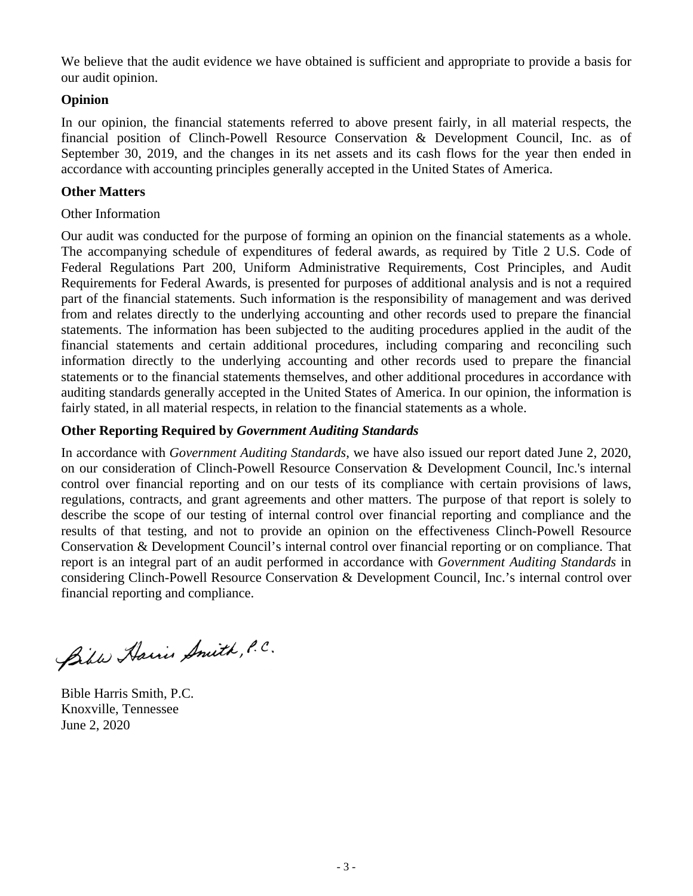We believe that the audit evidence we have obtained is sufficient and appropriate to provide a basis for our audit opinion.

**Opinion**

In our opinion, the financial statements referred to above present fairly, in all material respects, the financial position of Clinch-Powell Resource Conservation & Development Council, Inc. as of September 30, 2019, and the changes in its net assets and its cash flows for the year then ended in accordance with accounting principles generally accepted in the United States of America.

**Other Matters**

Other Information

Our audit was conducted for the purpose of forming an opinion on the financial statements as a whole. The accompanying schedule of expenditures of federal awards, as required by Title 2 U.S. Code of Federal Regulations Part 200, Uniform Administrative Requirements, Cost Principles, and Audit Requirements for Federal Awards, is presented for purposes of additional analysis and is not a required part of the financial statements. Such information is the responsibility of management and was derived from and relates directly to the underlying accounting and other records used to prepare the financial statements. The information has been subjected to the auditing procedures applied in the audit of the financial statements and certain additional procedures, including comparing and reconciling such information directly to the underlying accounting and other records used to prepare the financial statements or to the financial statements themselves, and other additional procedures in accordance with auditing standards generally accepted in the United States of America. In our opinion, the information is fairly stated, in all material respects, in relation to the financial statements as a whole.

**Other Reporting Required by *Government Auditing Standards***

In accordance with *Government Auditing Standards*, we have also issued our report dated June 2, 2020, on our consideration of Clinch-Powell Resource Conservation & Development Council, Inc.'s internal control over financial reporting and on our tests of its compliance with certain provisions of laws, regulations, contracts, and grant agreements and other matters. The purpose of that report is solely to describe the scope of our testing of internal control over financial reporting and compliance and the results of that testing, and not to provide an opinion on the effectiveness Clinch-Powell Resource Conservation & Development Council's internal control over financial reporting or on compliance. That report is an integral part of an audit performed in accordance with *Government Auditing Standards* in considering Clinch-Powell Resource Conservation & Development Council, Inc.'s internal control over financial reporting and compliance.

*Bible Harris Smith, P.C.*

Bible Harris Smith, P.C.
Knoxville, Tennessee
June 2, 2020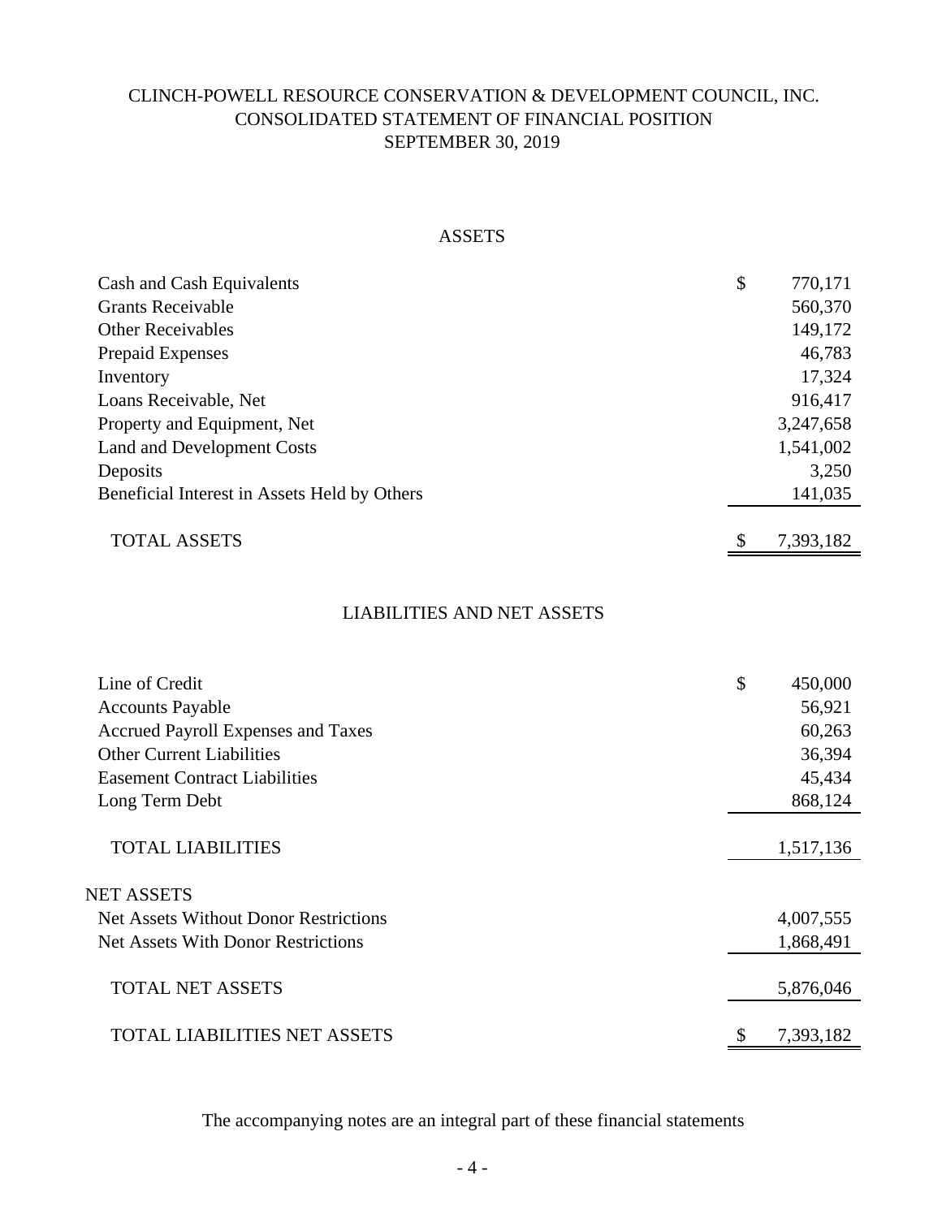# CLINCH-POWELL RESOURCE CONSERVATION & DEVELOPMENT COUNCIL, INC.
## CONSOLIDATED STATEMENT OF FINANCIAL POSITION
## SEPTEMBER 30, 2019

### ASSETS

| | |
|---|---|
| Cash and Cash Equivalents | $ 770,171 |
| Grants Receivable | 560,370 |
| Other Receivables | 149,172 |
| Prepaid Expenses | 46,783 |
| Inventory | 17,324 |
| Loans Receivable, Net | 916,417 |
| Property and Equipment, Net | 3,247,658 |
| Land and Development Costs | 1,541,002 |
| Deposits | 3,250 |
| Beneficial Interest in Assets Held by Others | 141,035 |
| TOTAL ASSETS | $ 7,393,182 |

### LIABILITIES AND NET ASSETS

| | |
|---|---|
| Line of Credit | $ 450,000 |
| Accounts Payable | 56,921 |
| Accrued Payroll Expenses and Taxes | 60,263 |
| Other Current Liabilities | 36,394 |
| Easement Contract Liabilities | 45,434 |
| Long Term Debt | 868,124 |
| TOTAL LIABILITIES | 1,517,136 |
| NET ASSETS | |
| Net Assets Without Donor Restrictions | 4,007,555 |
| Net Assets With Donor Restrictions | 1,868,491 |
| TOTAL NET ASSETS | 5,876,046 |
| TOTAL LIABILITIES NET ASSETS | $ 7,393,182 |

The accompanying notes are an integral part of these financial statements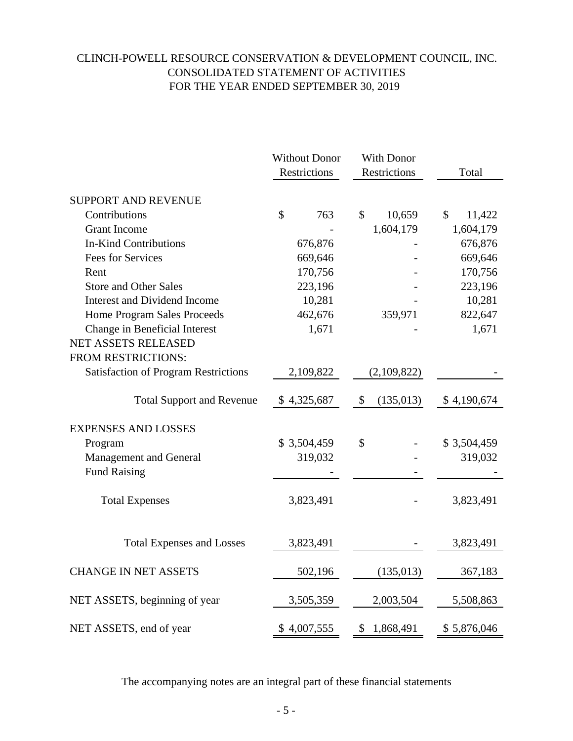# CLINCH-POWELL RESOURCE CONSERVATION & DEVELOPMENT COUNCIL, INC.
## CONSOLIDATED STATEMENT OF ACTIVITIES
## FOR THE YEAR ENDED SEPTEMBER 30, 2019

| | Without Donor Restrictions | With Donor Restrictions | Total |
|---|---|---|---|
| SUPPORT AND REVENUE | | | |
| Contributions | $ 763 | $ 10,659 | $ 11,422 |
| Grant Income | - | 1,604,179 | 1,604,179 |
| In-Kind Contributions | 676,876 | - | 676,876 |
| Fees for Services | 669,646 | - | 669,646 |
| Rent | 170,756 | - | 170,756 |
| Store and Other Sales | 223,196 | - | 223,196 |
| Interest and Dividend Income | 10,281 | - | 10,281 |
| Home Program Sales Proceeds | 462,676 | 359,971 | 822,647 |
| Change in Beneficial Interest | 1,671 | - | 1,671 |
| NET ASSETS RELEASED FROM RESTRICTIONS: | | | |
| Satisfaction of Program Restrictions | 2,109,822 | (2,109,822) | - |
| Total Support and Revenue | $ 4,325,687 | $ (135,013) | $ 4,190,674 |
| EXPENSES AND LOSSES | | | |
| Program | $ 3,504,459 | $ - | $ 3,504,459 |
| Management and General | 319,032 | - | 319,032 |
| Fund Raising | - | - | - |
| Total Expenses | 3,823,491 | - | 3,823,491 |
| Total Expenses and Losses | 3,823,491 | - | 3,823,491 |
| CHANGE IN NET ASSETS | 502,196 | (135,013) | 367,183 |
| NET ASSETS, beginning of year | 3,505,359 | 2,003,504 | 5,508,863 |
| NET ASSETS, end of year | $ 4,007,555 | $ 1,868,491 | $ 5,876,046 |

The accompanying notes are an integral part of these financial statements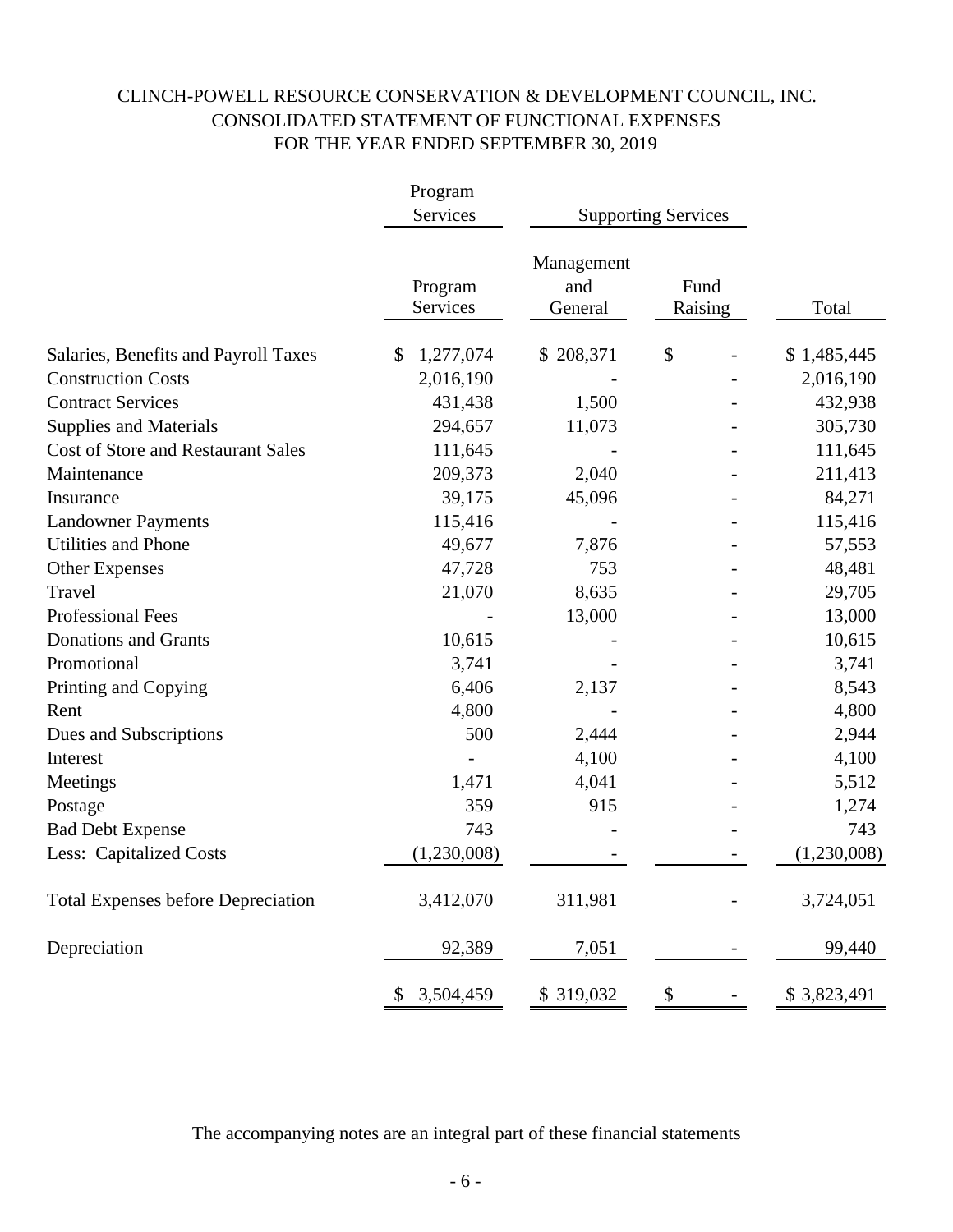# CLINCH-POWELL RESOURCE CONSERVATION & DEVELOPMENT COUNCIL, INC.
## CONSOLIDATED STATEMENT OF FUNCTIONAL EXPENSES
## FOR THE YEAR ENDED SEPTEMBER 30, 2019

| | Program Services | Supporting Services | | |
|---|---|---|---|---|
| | Program Services | Management and General | Fund Raising | Total |
| Salaries, Benefits and Payroll Taxes | $ 1,277,074 | $ 208,371 | $ - | $ 1,485,445 |
| Construction Costs | 2,016,190 | - | - | 2,016,190 |
| Contract Services | 431,438 | 1,500 | - | 432,938 |
| Supplies and Materials | 294,657 | 11,073 | - | 305,730 |
| Cost of Store and Restaurant Sales | 111,645 | - | - | 111,645 |
| Maintenance | 209,373 | 2,040 | - | 211,413 |
| Insurance | 39,175 | 45,096 | - | 84,271 |
| Landowner Payments | 115,416 | - | - | 115,416 |
| Utilities and Phone | 49,677 | 7,876 | - | 57,553 |
| Other Expenses | 47,728 | 753 | - | 48,481 |
| Travel | 21,070 | 8,635 | - | 29,705 |
| Professional Fees | - | 13,000 | - | 13,000 |
| Donations and Grants | 10,615 | - | - | 10,615 |
| Promotional | 3,741 | - | - | 3,741 |
| Printing and Copying | 6,406 | 2,137 | - | 8,543 |
| Rent | 4,800 | - | - | 4,800 |
| Dues and Subscriptions | 500 | 2,444 | - | 2,944 |
| Interest | - | 4,100 | - | 4,100 |
| Meetings | 1,471 | 4,041 | - | 5,512 |
| Postage | 359 | 915 | - | 1,274 |
| Bad Debt Expense | 743 | - | - | 743 |
| Less: Capitalized Costs | (1,230,008) | - | - | (1,230,008) |
| Total Expenses before Depreciation | 3,412,070 | 311,981 | - | 3,724,051 |
| Depreciation | 92,389 | 7,051 | - | 99,440 |
| | $ 3,504,459 | $ 319,032 | $ - | $ 3,823,491 |

The accompanying notes are an integral part of these financial statements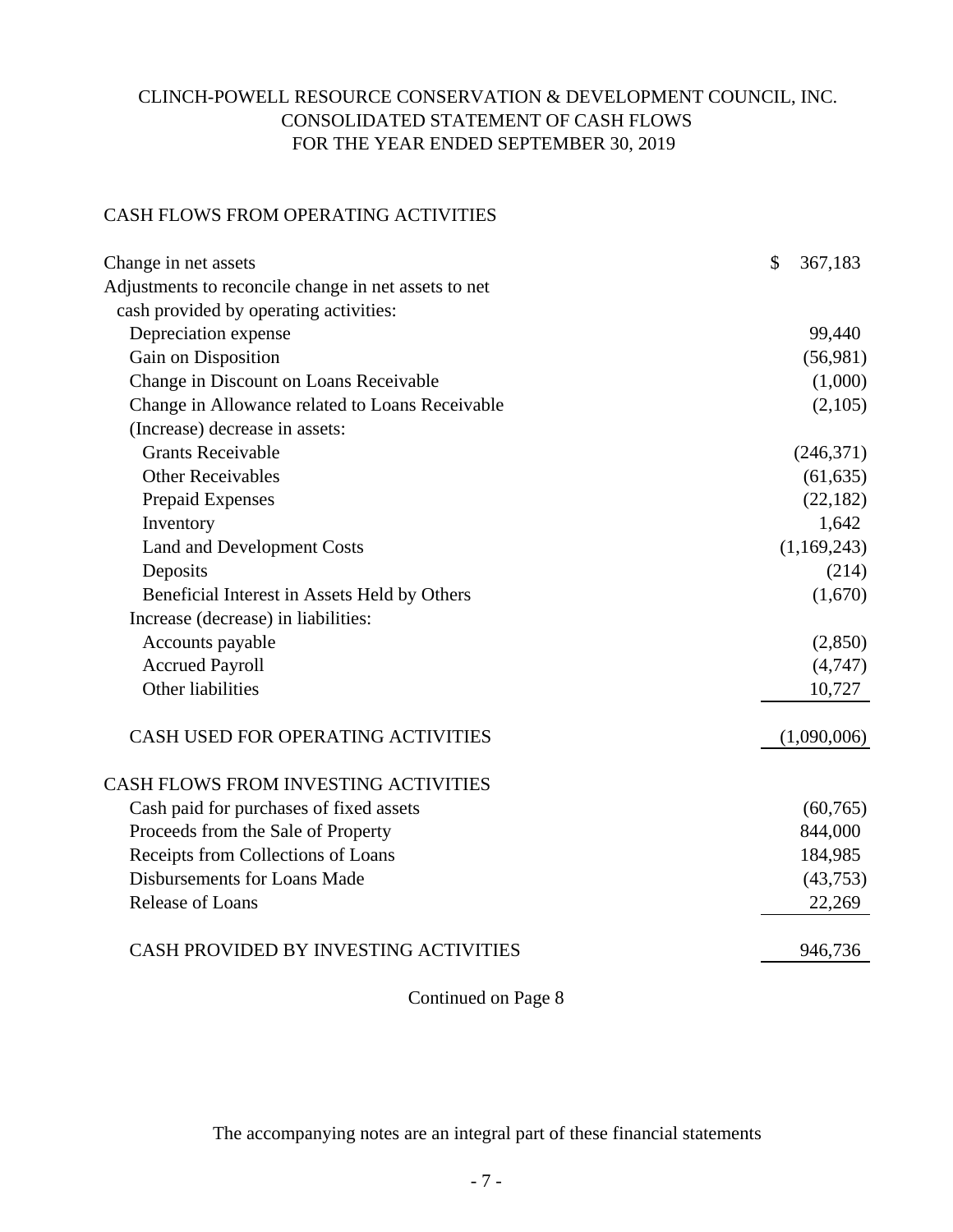# CLINCH-POWELL RESOURCE CONSERVATION & DEVELOPMENT COUNCIL, INC.
## CONSOLIDATED STATEMENT OF CASH FLOWS
### FOR THE YEAR ENDED SEPTEMBER 30, 2019

CASH FLOWS FROM OPERATING ACTIVITIES

| | |
|---|---|
| Change in net assets | $ 367,183 |
| Adjustments to reconcile change in net assets to net cash provided by operating activities: | |
| Depreciation expense | 99,440 |
| Gain on Disposition | (56,981) |
| Change in Discount on Loans Receivable | (1,000) |
| Change in Allowance related to Loans Receivable | (2,105) |
| (Increase) decrease in assets: | |
| Grants Receivable | (246,371) |
| Other Receivables | (61,635) |
| Prepaid Expenses | (22,182) |
| Inventory | 1,642 |
| Land and Development Costs | (1,169,243) |
| Deposits | (214) |
| Beneficial Interest in Assets Held by Others | (1,670) |
| Increase (decrease) in liabilities: | |
| Accounts payable | (2,850) |
| Accrued Payroll | (4,747) |
| Other liabilities | 10,727 |
| CASH USED FOR OPERATING ACTIVITIES | (1,090,006) |
| **CASH FLOWS FROM INVESTING ACTIVITIES** | |
| Cash paid for purchases of fixed assets | (60,765) |
| Proceeds from the Sale of Property | 844,000 |
| Receipts from Collections of Loans | 184,985 |
| Disbursements for Loans Made | (43,753) |
| Release of Loans | 22,269 |
| CASH PROVIDED BY INVESTING ACTIVITIES | 946,736 |

Continued on Page 8

The accompanying notes are an integral part of these financial statements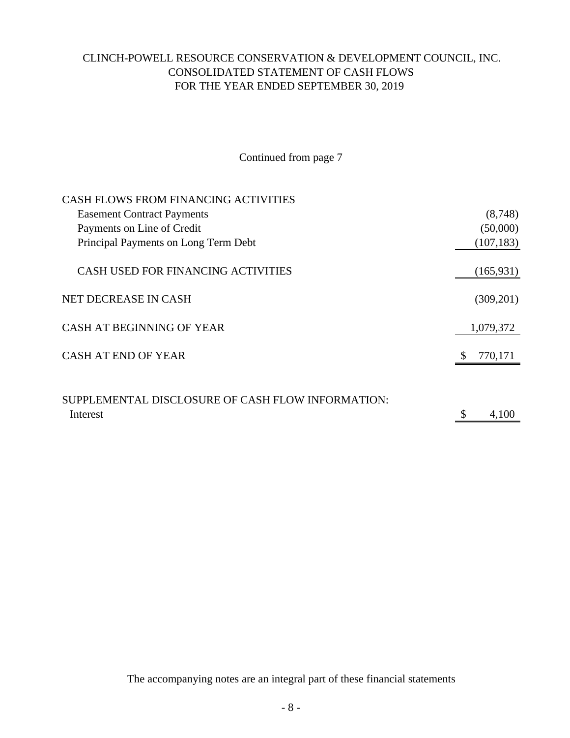# CLINCH-POWELL RESOURCE CONSERVATION & DEVELOPMENT COUNCIL, INC.
## CONSOLIDATED STATEMENT OF CASH FLOWS
## FOR THE YEAR ENDED SEPTEMBER 30, 2019

Continued from page 7

| | |
|---|---|
| CASH FLOWS FROM FINANCING ACTIVITIES | |
| Easement Contract Payments | (8,748) |
| Payments on Line of Credit | (50,000) |
| Principal Payments on Long Term Debt | (107,183) |
| CASH USED FOR FINANCING ACTIVITIES | (165,931) |
| NET DECREASE IN CASH | (309,201) |
| CASH AT BEGINNING OF YEAR | 1,079,372 |
| CASH AT END OF YEAR | $ 770,171 |
| | |
| SUPPLEMENTAL DISCLOSURE OF CASH FLOW INFORMATION: | |
| Interest | $ 4,100 |

The accompanying notes are an integral part of these financial statements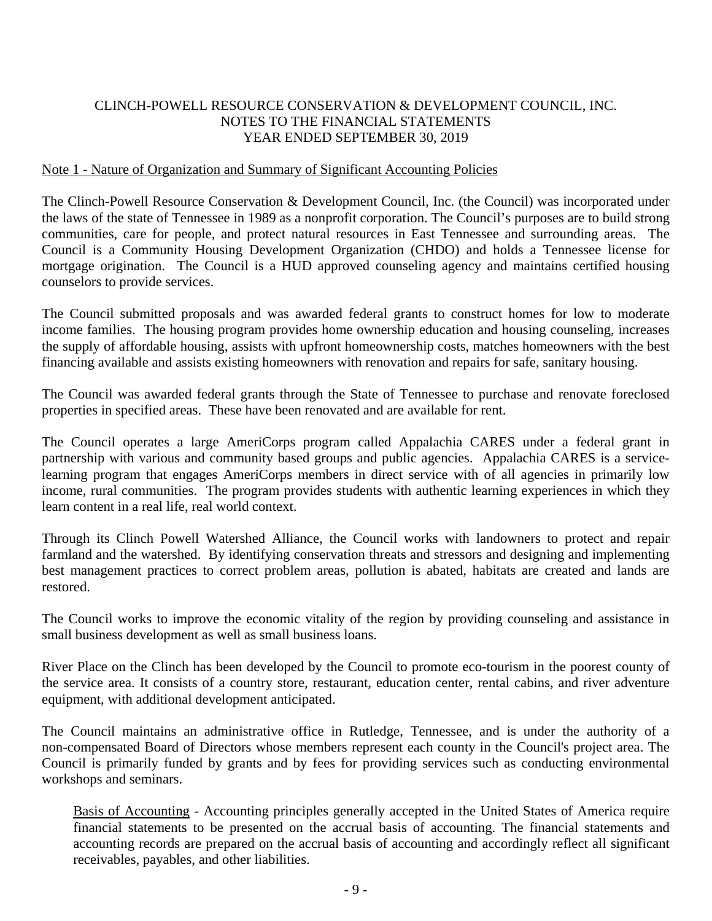CLINCH-POWELL RESOURCE CONSERVATION & DEVELOPMENT COUNCIL, INC.
NOTES TO THE FINANCIAL STATEMENTS
YEAR ENDED SEPTEMBER 30, 2019

Note 1 - Nature of Organization and Summary of Significant Accounting Policies

The Clinch-Powell Resource Conservation & Development Council, Inc. (the Council) was incorporated under the laws of the state of Tennessee in 1989 as a nonprofit corporation. The Council's purposes are to build strong communities, care for people, and protect natural resources in East Tennessee and surrounding areas. The Council is a Community Housing Development Organization (CHDO) and holds a Tennessee license for mortgage origination. The Council is a HUD approved counseling agency and maintains certified housing counselors to provide services.

The Council submitted proposals and was awarded federal grants to construct homes for low to moderate income families. The housing program provides home ownership education and housing counseling, increases the supply of affordable housing, assists with upfront homeownership costs, matches homeowners with the best financing available and assists existing homeowners with renovation and repairs for safe, sanitary housing.

The Council was awarded federal grants through the State of Tennessee to purchase and renovate foreclosed properties in specified areas. These have been renovated and are available for rent.

The Council operates a large AmeriCorps program called Appalachia CARES under a federal grant in partnership with various and community based groups and public agencies. Appalachia CARES is a service-learning program that engages AmeriCorps members in direct service with of all agencies in primarily low income, rural communities. The program provides students with authentic learning experiences in which they learn content in a real life, real world context.

Through its Clinch Powell Watershed Alliance, the Council works with landowners to protect and repair farmland and the watershed. By identifying conservation threats and stressors and designing and implementing best management practices to correct problem areas, pollution is abated, habitats are created and lands are restored.

The Council works to improve the economic vitality of the region by providing counseling and assistance in small business development as well as small business loans.

River Place on the Clinch has been developed by the Council to promote eco-tourism in the poorest county of the service area. It consists of a country store, restaurant, education center, rental cabins, and river adventure equipment, with additional development anticipated.

The Council maintains an administrative office in Rutledge, Tennessee, and is under the authority of a non-compensated Board of Directors whose members represent each county in the Council's project area. The Council is primarily funded by grants and by fees for providing services such as conducting environmental workshops and seminars.

Basis of Accounting - Accounting principles generally accepted in the United States of America require financial statements to be presented on the accrual basis of accounting. The financial statements and accounting records are prepared on the accrual basis of accounting and accordingly reflect all significant receivables, payables, and other liabilities.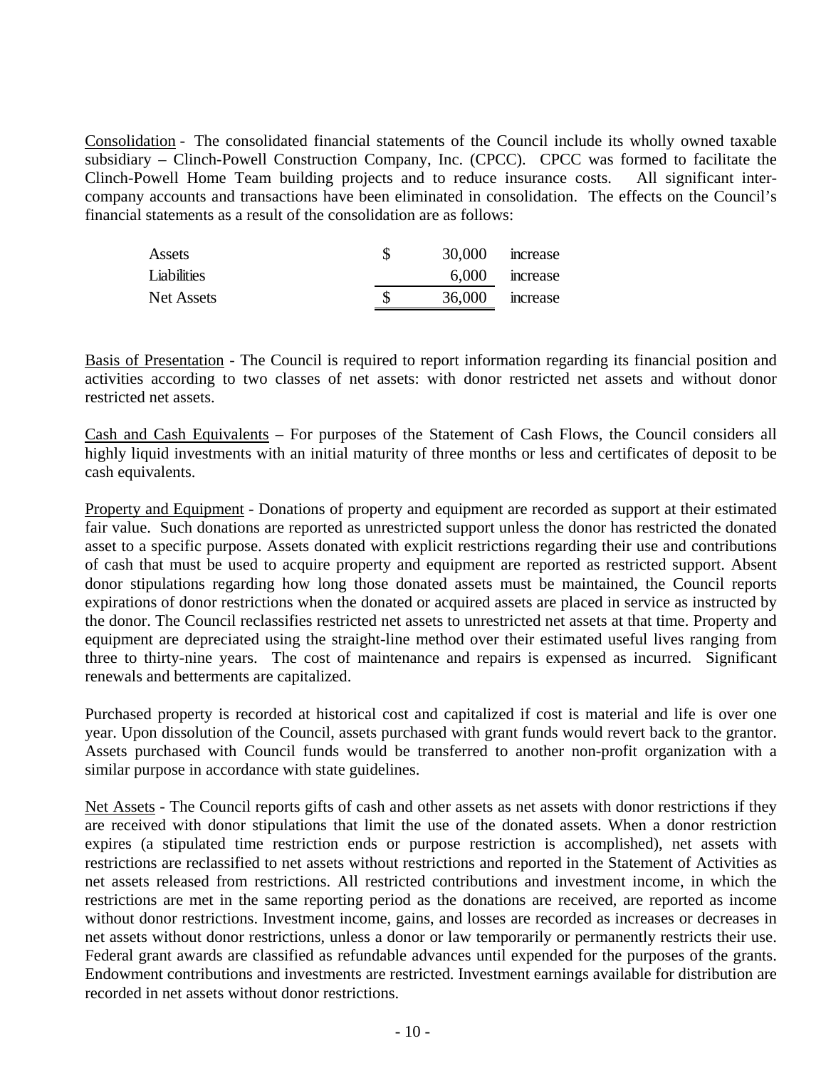Consolidation - The consolidated financial statements of the Council include its wholly owned taxable subsidiary – Clinch-Powell Construction Company, Inc. (CPCC). CPCC was formed to facilitate the Clinch-Powell Home Team building projects and to reduce insurance costs. All significant inter-company accounts and transactions have been eliminated in consolidation. The effects on the Council's financial statements as a result of the consolidation are as follows:

| | | | |
|---|---|---|---|
| Assets | $ | 30,000 | increase |
| Liabilities | | 6,000 | increase |
| Net Assets | $ | 36,000 | increase |

Basis of Presentation - The Council is required to report information regarding its financial position and activities according to two classes of net assets: with donor restricted net assets and without donor restricted net assets.

Cash and Cash Equivalents – For purposes of the Statement of Cash Flows, the Council considers all highly liquid investments with an initial maturity of three months or less and certificates of deposit to be cash equivalents.

Property and Equipment - Donations of property and equipment are recorded as support at their estimated fair value. Such donations are reported as unrestricted support unless the donor has restricted the donated asset to a specific purpose. Assets donated with explicit restrictions regarding their use and contributions of cash that must be used to acquire property and equipment are reported as restricted support. Absent donor stipulations regarding how long those donated assets must be maintained, the Council reports expirations of donor restrictions when the donated or acquired assets are placed in service as instructed by the donor. The Council reclassifies restricted net assets to unrestricted net assets at that time. Property and equipment are depreciated using the straight-line method over their estimated useful lives ranging from three to thirty-nine years. The cost of maintenance and repairs is expensed as incurred. Significant renewals and betterments are capitalized.

Purchased property is recorded at historical cost and capitalized if cost is material and life is over one year. Upon dissolution of the Council, assets purchased with grant funds would revert back to the grantor. Assets purchased with Council funds would be transferred to another non-profit organization with a similar purpose in accordance with state guidelines.

Net Assets - The Council reports gifts of cash and other assets as net assets with donor restrictions if they are received with donor stipulations that limit the use of the donated assets. When a donor restriction expires (a stipulated time restriction ends or purpose restriction is accomplished), net assets with restrictions are reclassified to net assets without restrictions and reported in the Statement of Activities as net assets released from restrictions. All restricted contributions and investment income, in which the restrictions are met in the same reporting period as the donations are received, are reported as income without donor restrictions. Investment income, gains, and losses are recorded as increases or decreases in net assets without donor restrictions, unless a donor or law temporarily or permanently restricts their use. Federal grant awards are classified as refundable advances until expended for the purposes of the grants. Endowment contributions and investments are restricted. Investment earnings available for distribution are recorded in net assets without donor restrictions.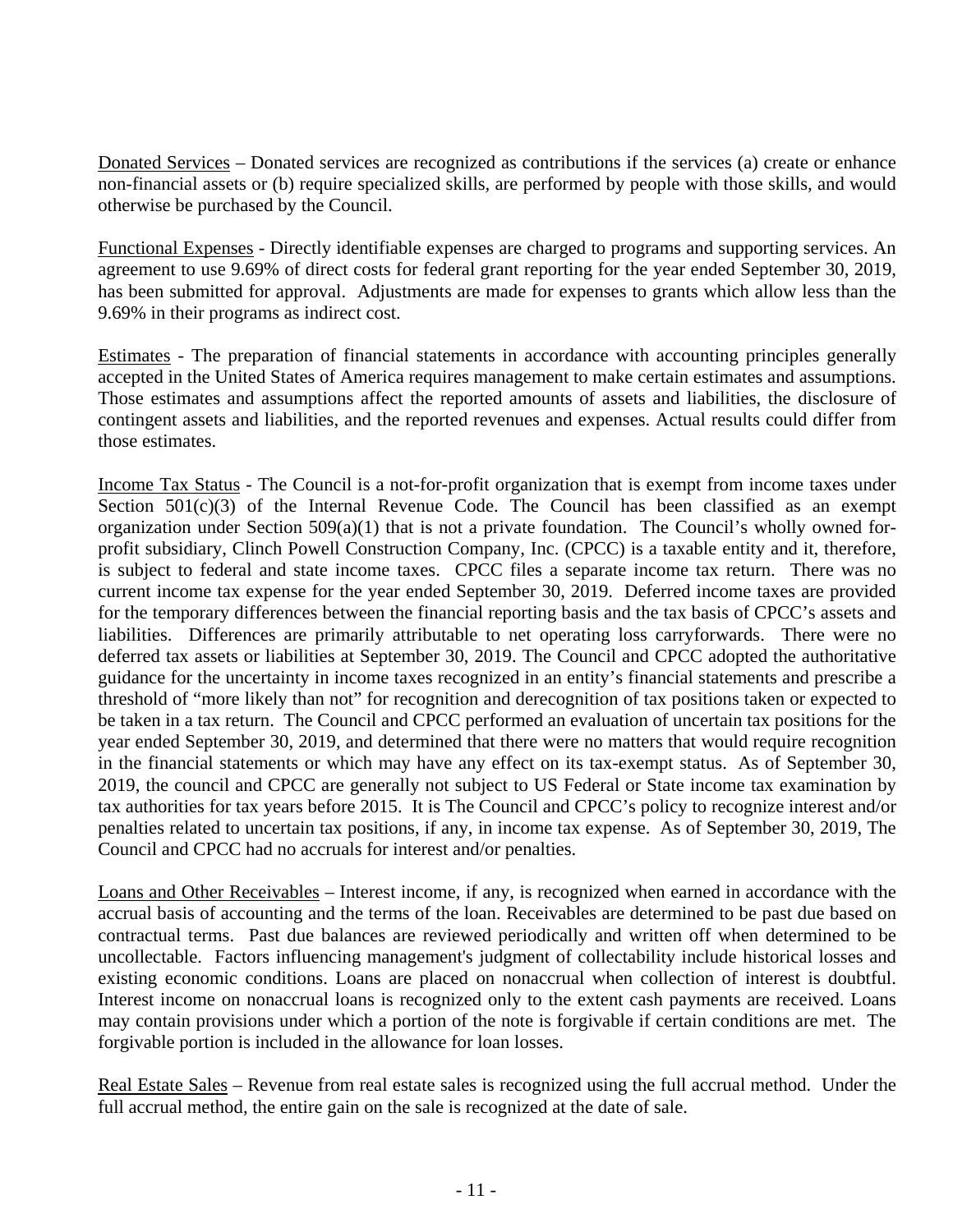Donated Services – Donated services are recognized as contributions if the services (a) create or enhance non-financial assets or (b) require specialized skills, are performed by people with those skills, and would otherwise be purchased by the Council.

Functional Expenses - Directly identifiable expenses are charged to programs and supporting services. An agreement to use 9.69% of direct costs for federal grant reporting for the year ended September 30, 2019, has been submitted for approval. Adjustments are made for expenses to grants which allow less than the 9.69% in their programs as indirect cost.

Estimates - The preparation of financial statements in accordance with accounting principles generally accepted in the United States of America requires management to make certain estimates and assumptions. Those estimates and assumptions affect the reported amounts of assets and liabilities, the disclosure of contingent assets and liabilities, and the reported revenues and expenses. Actual results could differ from those estimates.

Income Tax Status - The Council is a not-for-profit organization that is exempt from income taxes under Section 501(c)(3) of the Internal Revenue Code. The Council has been classified as an exempt organization under Section 509(a)(1) that is not a private foundation. The Council's wholly owned for-profit subsidiary, Clinch Powell Construction Company, Inc. (CPCC) is a taxable entity and it, therefore, is subject to federal and state income taxes. CPCC files a separate income tax return. There was no current income tax expense for the year ended September 30, 2019. Deferred income taxes are provided for the temporary differences between the financial reporting basis and the tax basis of CPCC's assets and liabilities. Differences are primarily attributable to net operating loss carryforwards. There were no deferred tax assets or liabilities at September 30, 2019. The Council and CPCC adopted the authoritative guidance for the uncertainty in income taxes recognized in an entity's financial statements and prescribe a threshold of "more likely than not" for recognition and derecognition of tax positions taken or expected to be taken in a tax return. The Council and CPCC performed an evaluation of uncertain tax positions for the year ended September 30, 2019, and determined that there were no matters that would require recognition in the financial statements or which may have any effect on its tax-exempt status. As of September 30, 2019, the council and CPCC are generally not subject to US Federal or State income tax examination by tax authorities for tax years before 2015. It is The Council and CPCC's policy to recognize interest and/or penalties related to uncertain tax positions, if any, in income tax expense. As of September 30, 2019, The Council and CPCC had no accruals for interest and/or penalties.

Loans and Other Receivables – Interest income, if any, is recognized when earned in accordance with the accrual basis of accounting and the terms of the loan. Receivables are determined to be past due based on contractual terms. Past due balances are reviewed periodically and written off when determined to be uncollectable. Factors influencing management's judgment of collectability include historical losses and existing economic conditions. Loans are placed on nonaccrual when collection of interest is doubtful. Interest income on nonaccrual loans is recognized only to the extent cash payments are received. Loans may contain provisions under which a portion of the note is forgivable if certain conditions are met. The forgivable portion is included in the allowance for loan losses.

Real Estate Sales – Revenue from real estate sales is recognized using the full accrual method. Under the full accrual method, the entire gain on the sale is recognized at the date of sale.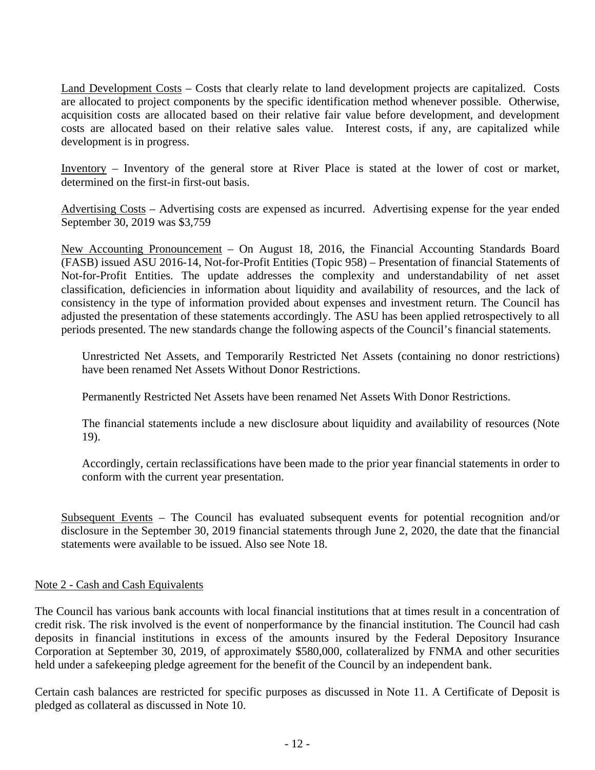Land Development Costs – Costs that clearly relate to land development projects are capitalized. Costs are allocated to project components by the specific identification method whenever possible. Otherwise, acquisition costs are allocated based on their relative fair value before development, and development costs are allocated based on their relative sales value. Interest costs, if any, are capitalized while development is in progress.

Inventory – Inventory of the general store at River Place is stated at the lower of cost or market, determined on the first-in first-out basis.

Advertising Costs – Advertising costs are expensed as incurred. Advertising expense for the year ended September 30, 2019 was $3,759

New Accounting Pronouncement – On August 18, 2016, the Financial Accounting Standards Board (FASB) issued ASU 2016-14, Not-for-Profit Entities (Topic 958) – Presentation of financial Statements of Not-for-Profit Entities. The update addresses the complexity and understandability of net asset classification, deficiencies in information about liquidity and availability of resources, and the lack of consistency in the type of information provided about expenses and investment return. The Council has adjusted the presentation of these statements accordingly. The ASU has been applied retrospectively to all periods presented. The new standards change the following aspects of the Council's financial statements.

Unrestricted Net Assets, and Temporarily Restricted Net Assets (containing no donor restrictions) have been renamed Net Assets Without Donor Restrictions.

Permanently Restricted Net Assets have been renamed Net Assets With Donor Restrictions.

The financial statements include a new disclosure about liquidity and availability of resources (Note 19).

Accordingly, certain reclassifications have been made to the prior year financial statements in order to conform with the current year presentation.

Subsequent Events – The Council has evaluated subsequent events for potential recognition and/or disclosure in the September 30, 2019 financial statements through June 2, 2020, the date that the financial statements were available to be issued. Also see Note 18.

## Note 2 - Cash and Cash Equivalents

The Council has various bank accounts with local financial institutions that at times result in a concentration of credit risk. The risk involved is the event of nonperformance by the financial institution. The Council had cash deposits in financial institutions in excess of the amounts insured by the Federal Depository Insurance Corporation at September 30, 2019, of approximately $580,000, collateralized by FNMA and other securities held under a safekeeping pledge agreement for the benefit of the Council by an independent bank.

Certain cash balances are restricted for specific purposes as discussed in Note 11. A Certificate of Deposit is pledged as collateral as discussed in Note 10.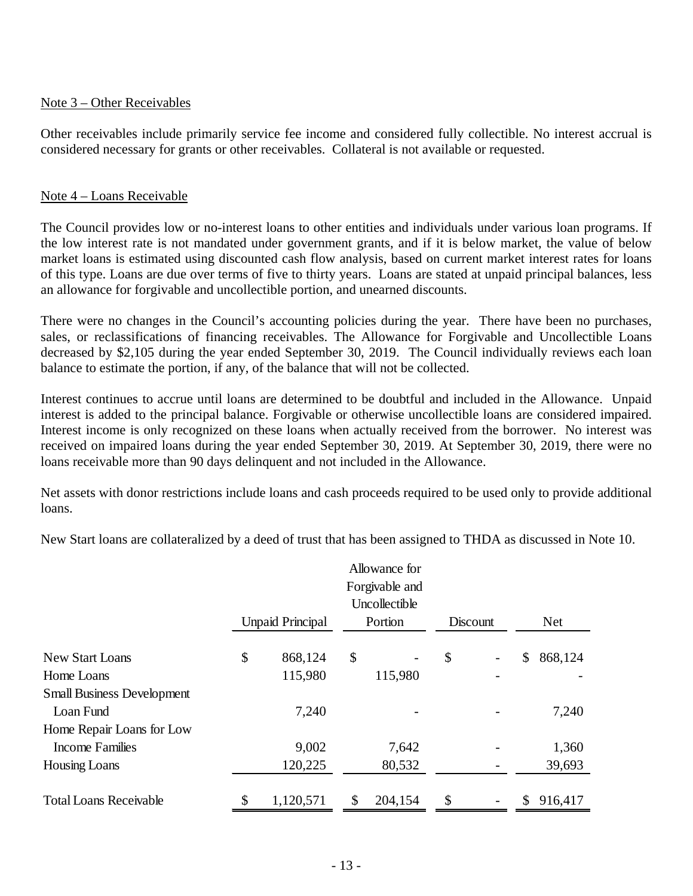Note 3 – Other Receivables

Other receivables include primarily service fee income and considered fully collectible. No interest accrual is considered necessary for grants or other receivables. Collateral is not available or requested.

Note 4 – Loans Receivable

The Council provides low or no-interest loans to other entities and individuals under various loan programs. If the low interest rate is not mandated under government grants, and if it is below market, the value of below market loans is estimated using discounted cash flow analysis, based on current market interest rates for loans of this type. Loans are due over terms of five to thirty years. Loans are stated at unpaid principal balances, less an allowance for forgivable and uncollectible portion, and unearned discounts.

There were no changes in the Council's accounting policies during the year. There have been no purchases, sales, or reclassifications of financing receivables. The Allowance for Forgivable and Uncollectible Loans decreased by $2,105 during the year ended September 30, 2019. The Council individually reviews each loan balance to estimate the portion, if any, of the balance that will not be collected.

Interest continues to accrue until loans are determined to be doubtful and included in the Allowance. Unpaid interest is added to the principal balance. Forgivable or otherwise uncollectible loans are considered impaired. Interest income is only recognized on these loans when actually received from the borrower. No interest was received on impaired loans during the year ended September 30, 2019. At September 30, 2019, there were no loans receivable more than 90 days delinquent and not included in the Allowance.

Net assets with donor restrictions include loans and cash proceeds required to be used only to provide additional loans.

New Start loans are collateralized by a deed of trust that has been assigned to THDA as discussed in Note 10.

| | Unpaid Principal | Allowance for Forgivable and Uncollectible Portion | Discount | Net |
|---|---|---|---|---|
| New Start Loans | $ 868,124 | $ - | $ - | $ 868,124 |
| Home Loans | 115,980 | 115,980 | - | - |
| Small Business Development Loan Fund | 7,240 | - | - | 7,240 |
| Home Repair Loans for Low Income Families | 9,002 | 7,642 | - | 1,360 |
| Housing Loans | 120,225 | 80,532 | - | 39,693 |
| Total Loans Receivable | $ 1,120,571 | $ 204,154 | $ - | $ 916,417 |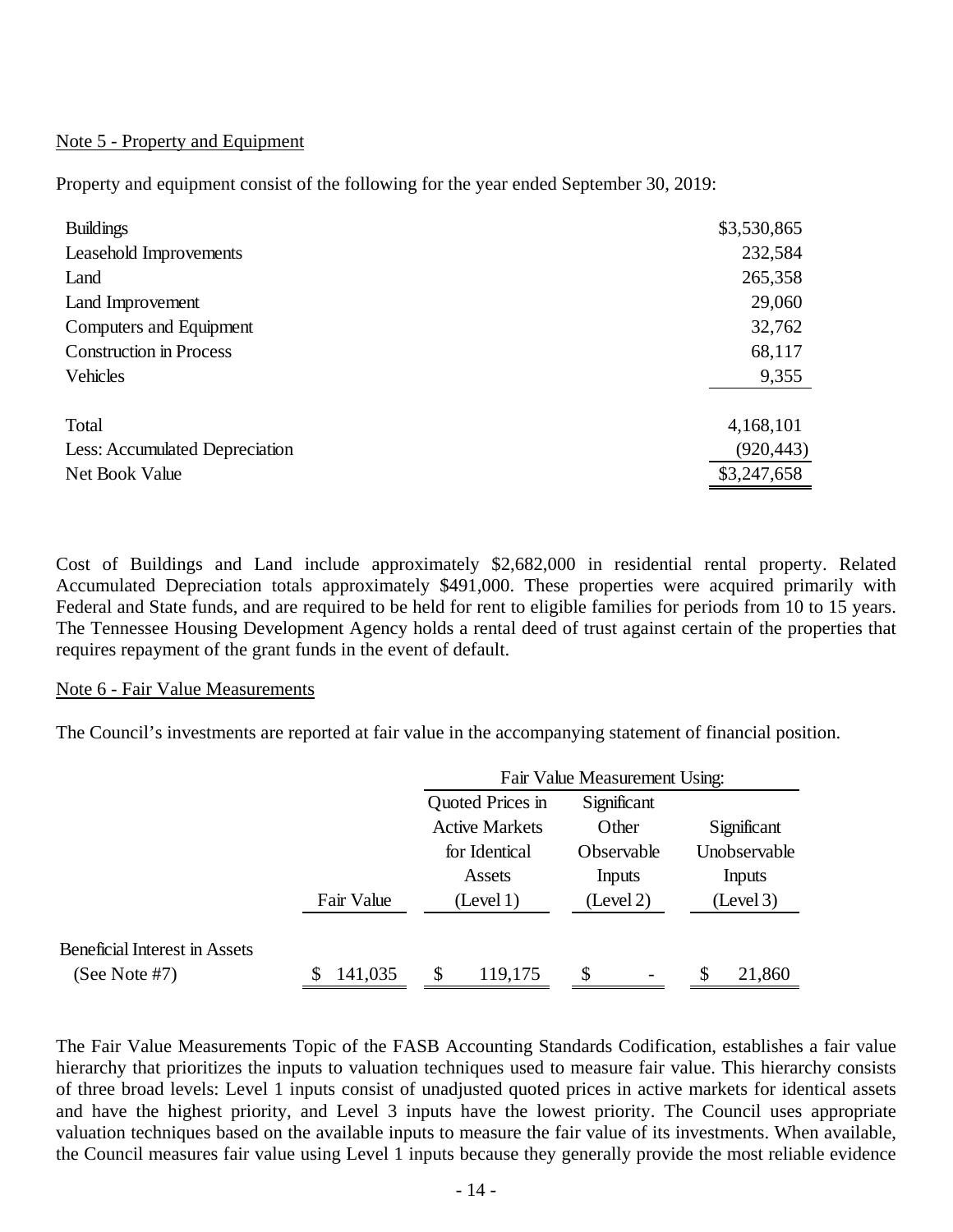Note 5 - Property and Equipment

Property and equipment consist of the following for the year ended September 30, 2019:

| | |
|---|---|
| Buildings | \$3,530,865 |
| Leasehold Improvements | 232,584 |
| Land | 265,358 |
| Land Improvement | 29,060 |
| Computers and Equipment | 32,762 |
| Construction in Process | 68,117 |
| Vehicles | 9,355 |
| Total | 4,168,101 |
| Less: Accumulated Depreciation | (920,443) |
| Net Book Value | \$3,247,658 |

Cost of Buildings and Land include approximately \$2,682,000 in residential rental property. Related Accumulated Depreciation totals approximately \$491,000. These properties were acquired primarily with Federal and State funds, and are required to be held for rent to eligible families for periods from 10 to 15 years. The Tennessee Housing Development Agency holds a rental deed of trust against certain of the properties that requires repayment of the grant funds in the event of default.

Note 6 - Fair Value Measurements

The Council's investments are reported at fair value in the accompanying statement of financial position.

| | | Fair Value Measurement Using: | | |
|---|---|---|---|---|
| | Fair Value | Quoted Prices in Active Markets for Identical Assets (Level 1) | Significant Other Observable Inputs (Level 2) | Significant Unobservable Inputs (Level 3) |
| Beneficial Interest in Assets (See Note #7) | \$ 141,035 | \$ 119,175 | \$ - | \$ 21,860 |

The Fair Value Measurements Topic of the FASB Accounting Standards Codification, establishes a fair value hierarchy that prioritizes the inputs to valuation techniques used to measure fair value. This hierarchy consists of three broad levels: Level 1 inputs consist of unadjusted quoted prices in active markets for identical assets and have the highest priority, and Level 3 inputs have the lowest priority. The Council uses appropriate valuation techniques based on the available inputs to measure the fair value of its investments. When available, the Council measures fair value using Level 1 inputs because they generally provide the most reliable evidence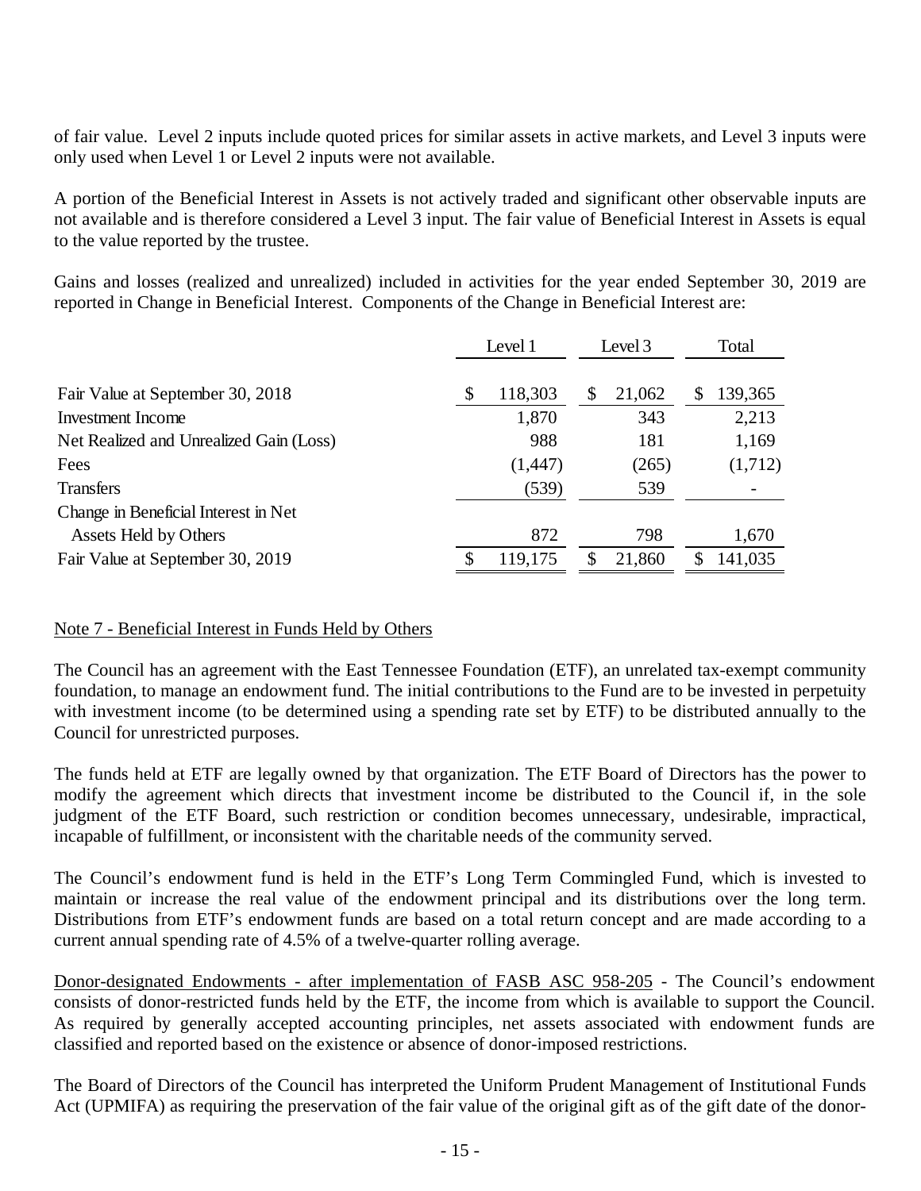of fair value. Level 2 inputs include quoted prices for similar assets in active markets, and Level 3 inputs were only used when Level 1 or Level 2 inputs were not available.

A portion of the Beneficial Interest in Assets is not actively traded and significant other observable inputs are not available and is therefore considered a Level 3 input. The fair value of Beneficial Interest in Assets is equal to the value reported by the trustee.

Gains and losses (realized and unrealized) included in activities for the year ended September 30, 2019 are reported in Change in Beneficial Interest. Components of the Change in Beneficial Interest are:

| | Level 1 | Level 3 | Total |
|---|---|---|---|
| Fair Value at September 30, 2018 | $ 118,303 | $ 21,062 | $ 139,365 |
| Investment Income | 1,870 | 343 | 2,213 |
| Net Realized and Unrealized Gain (Loss) | 988 | 181 | 1,169 |
| Fees | (1,447) | (265) | (1,712) |
| Transfers | (539) | 539 | - |
| Change in Beneficial Interest in Net Assets Held by Others | 872 | 798 | 1,670 |
| Fair Value at September 30, 2019 | $ 119,175 | $ 21,860 | $ 141,035 |

## Note 7 - Beneficial Interest in Funds Held by Others

The Council has an agreement with the East Tennessee Foundation (ETF), an unrelated tax-exempt community foundation, to manage an endowment fund. The initial contributions to the Fund are to be invested in perpetuity with investment income (to be determined using a spending rate set by ETF) to be distributed annually to the Council for unrestricted purposes.

The funds held at ETF are legally owned by that organization. The ETF Board of Directors has the power to modify the agreement which directs that investment income be distributed to the Council if, in the sole judgment of the ETF Board, such restriction or condition becomes unnecessary, undesirable, impractical, incapable of fulfillment, or inconsistent with the charitable needs of the community served.

The Council's endowment fund is held in the ETF's Long Term Commingled Fund, which is invested to maintain or increase the real value of the endowment principal and its distributions over the long term. Distributions from ETF's endowment funds are based on a total return concept and are made according to a current annual spending rate of 4.5% of a twelve-quarter rolling average.

Donor-designated Endowments - after implementation of FASB ASC 958-205 - The Council's endowment consists of donor-restricted funds held by the ETF, the income from which is available to support the Council. As required by generally accepted accounting principles, net assets associated with endowment funds are classified and reported based on the existence or absence of donor-imposed restrictions.

The Board of Directors of the Council has interpreted the Uniform Prudent Management of Institutional Funds Act (UPMIFA) as requiring the preservation of the fair value of the original gift as of the gift date of the donor-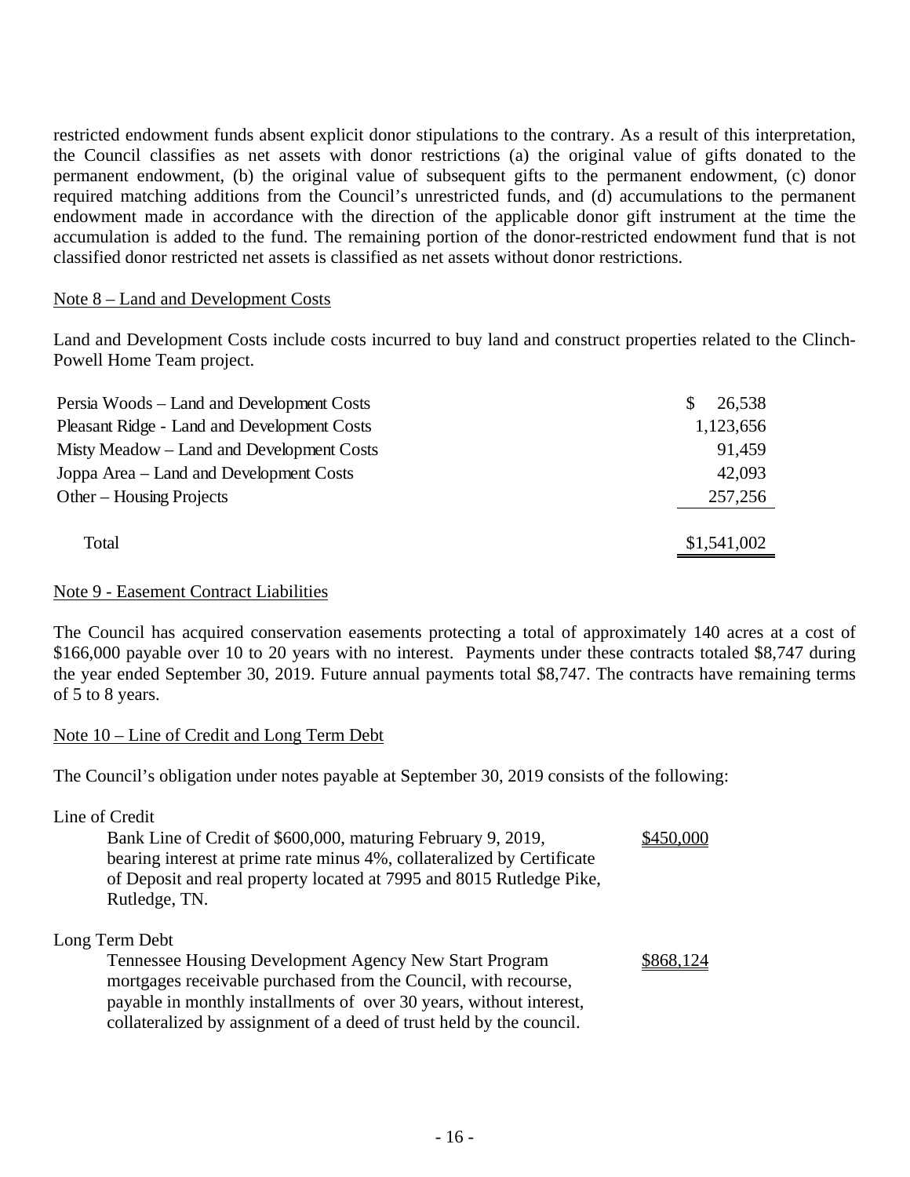restricted endowment funds absent explicit donor stipulations to the contrary. As a result of this interpretation, the Council classifies as net assets with donor restrictions (a) the original value of gifts donated to the permanent endowment, (b) the original value of subsequent gifts to the permanent endowment, (c) donor required matching additions from the Council's unrestricted funds, and (d) accumulations to the permanent endowment made in accordance with the direction of the applicable donor gift instrument at the time the accumulation is added to the fund. The remaining portion of the donor-restricted endowment fund that is not classified donor restricted net assets is classified as net assets without donor restrictions.

## Note 8 – Land and Development Costs

Land and Development Costs include costs incurred to buy land and construct properties related to the Clinch-Powell Home Team project.

| | |
|---|---|
| Persia Woods – Land and Development Costs | $ 26,538 |
| Pleasant Ridge - Land and Development Costs | 1,123,656 |
| Misty Meadow – Land and Development Costs | 91,459 |
| Joppa Area – Land and Development Costs | 42,093 |
| Other – Housing Projects | 257,256 |
| Total | $1,541,002 |

## Note 9 - Easement Contract Liabilities

The Council has acquired conservation easements protecting a total of approximately 140 acres at a cost of $166,000 payable over 10 to 20 years with no interest. Payments under these contracts totaled $8,747 during the year ended September 30, 2019. Future annual payments total $8,747. The contracts have remaining terms of 5 to 8 years.

## Note 10 – Line of Credit and Long Term Debt

The Council's obligation under notes payable at September 30, 2019 consists of the following:

| | |
|---|---|
| **Line of Credit** | |
| Bank Line of Credit of $600,000, maturing February 9, 2019, bearing interest at prime rate minus 4%, collateralized by Certificate of Deposit and real property located at 7995 and 8015 Rutledge Pike, Rutledge, TN. | $450,000 |
| **Long Term Debt** | |
| Tennessee Housing Development Agency New Start Program mortgages receivable purchased from the Council, with recourse, payable in monthly installments of over 30 years, without interest, collateralized by assignment of a deed of trust held by the council. | $868,124 |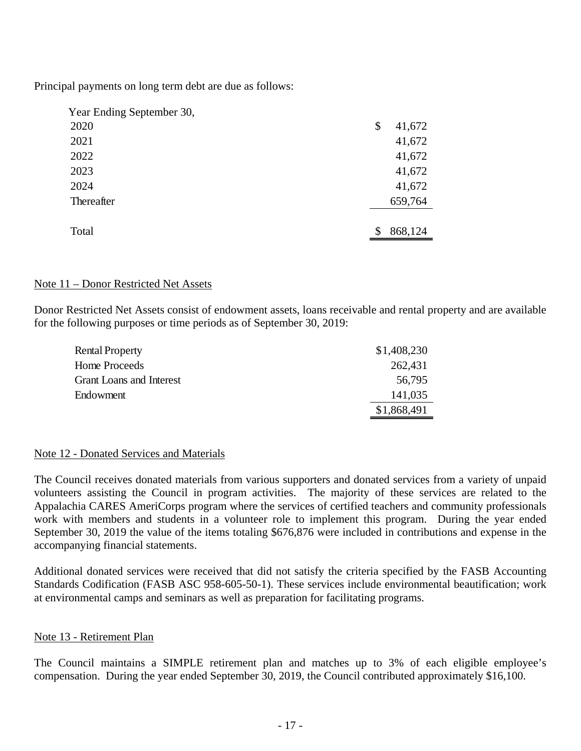Principal payments on long term debt are due as follows:

| Year Ending September 30, | |
|---|---|
| 2020 | $ 41,672 |
| 2021 | 41,672 |
| 2022 | 41,672 |
| 2023 | 41,672 |
| 2024 | 41,672 |
| Thereafter | 659,764 |
| Total | $ 868,124 |

Note 11 – Donor Restricted Net Assets

Donor Restricted Net Assets consist of endowment assets, loans receivable and rental property and are available for the following purposes or time periods as of September 30, 2019:

| | |
|---|---|
| Rental Property | $1,408,230 |
| Home Proceeds | 262,431 |
| Grant Loans and Interest | 56,795 |
| Endowment | 141,035 |
| | $1,868,491 |

Note 12 - Donated Services and Materials

The Council receives donated materials from various supporters and donated services from a variety of unpaid volunteers assisting the Council in program activities. The majority of these services are related to the Appalachia CARES AmeriCorps program where the services of certified teachers and community professionals work with members and students in a volunteer role to implement this program. During the year ended September 30, 2019 the value of the items totaling $676,876 were included in contributions and expense in the accompanying financial statements.

Additional donated services were received that did not satisfy the criteria specified by the FASB Accounting Standards Codification (FASB ASC 958-605-50-1). These services include environmental beautification; work at environmental camps and seminars as well as preparation for facilitating programs.

Note 13 - Retirement Plan

The Council maintains a SIMPLE retirement plan and matches up to 3% of each eligible employee's compensation. During the year ended September 30, 2019, the Council contributed approximately $16,100.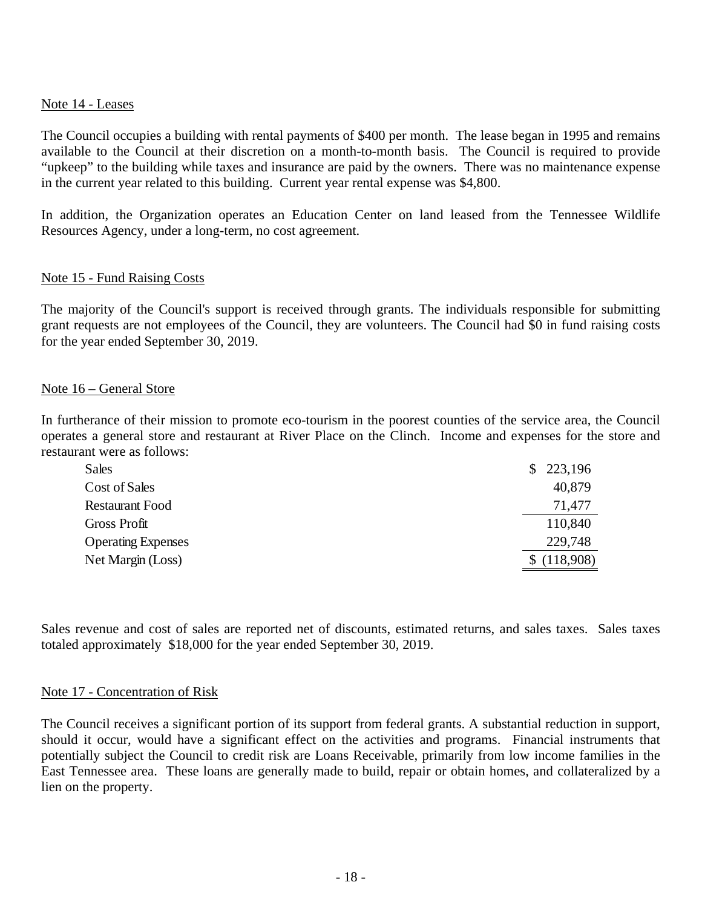## Note 14 - Leases

The Council occupies a building with rental payments of $400 per month. The lease began in 1995 and remains available to the Council at their discretion on a month-to-month basis. The Council is required to provide "upkeep" to the building while taxes and insurance are paid by the owners. There was no maintenance expense in the current year related to this building. Current year rental expense was $4,800.

In addition, the Organization operates an Education Center on land leased from the Tennessee Wildlife Resources Agency, under a long-term, no cost agreement.

## Note 15 - Fund Raising Costs

The majority of the Council's support is received through grants. The individuals responsible for submitting grant requests are not employees of the Council, they are volunteers. The Council had $0 in fund raising costs for the year ended September 30, 2019.

## Note 16 – General Store

In furtherance of their mission to promote eco-tourism in the poorest counties of the service area, the Council operates a general store and restaurant at River Place on the Clinch. Income and expenses for the store and restaurant were as follows:

| | |
|---|---|
| Sales | $ 223,196 |
| Cost of Sales | 40,879 |
| Restaurant Food | 71,477 |
| Gross Profit | 110,840 |
| Operating Expenses | 229,748 |
| Net Margin (Loss) | $ (118,908) |

Sales revenue and cost of sales are reported net of discounts, estimated returns, and sales taxes. Sales taxes totaled approximately $18,000 for the year ended September 30, 2019.

## Note 17 - Concentration of Risk

The Council receives a significant portion of its support from federal grants. A substantial reduction in support, should it occur, would have a significant effect on the activities and programs. Financial instruments that potentially subject the Council to credit risk are Loans Receivable, primarily from low income families in the East Tennessee area. These loans are generally made to build, repair or obtain homes, and collateralized by a lien on the property.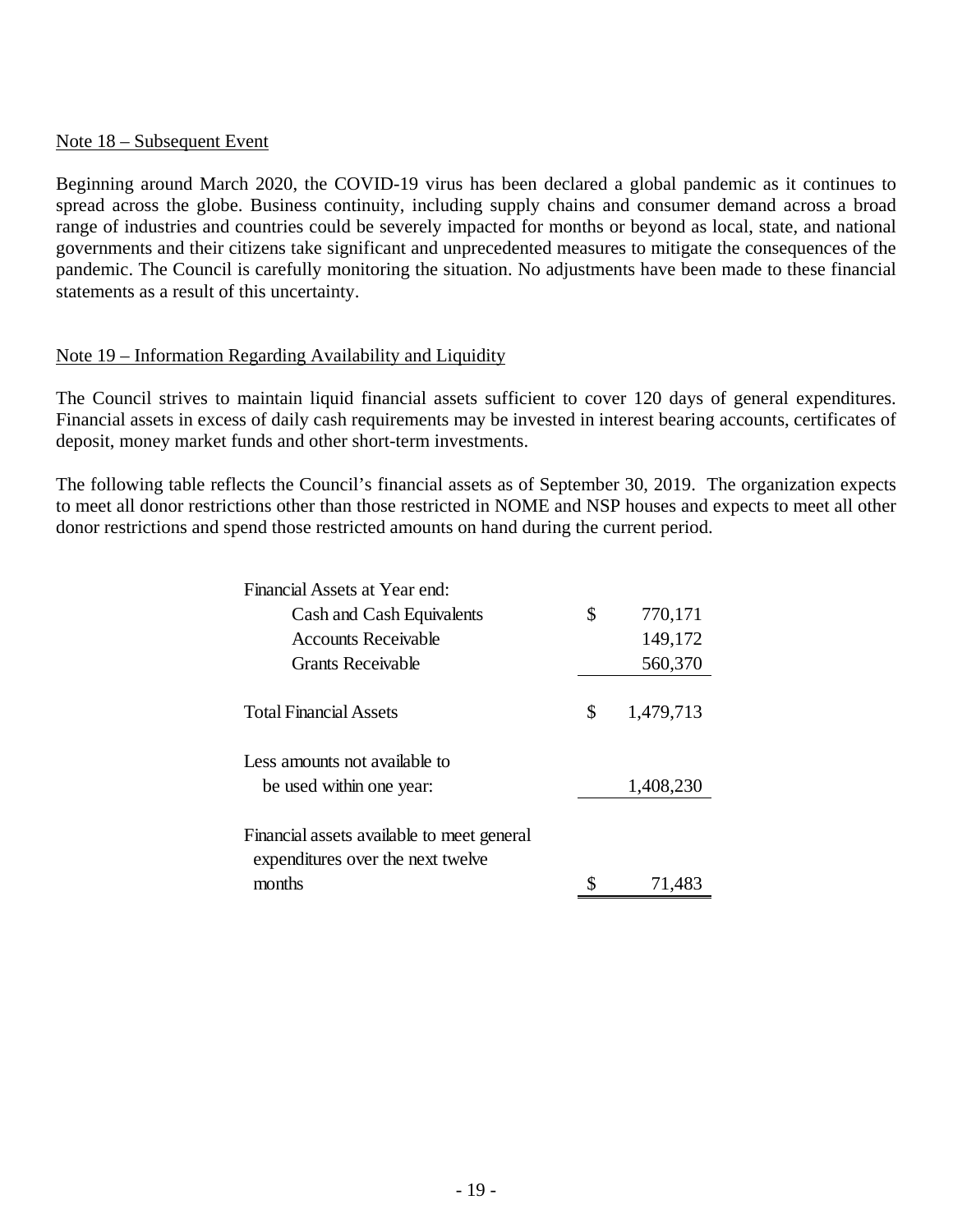Note 18 – Subsequent Event

Beginning around March 2020, the COVID-19 virus has been declared a global pandemic as it continues to spread across the globe. Business continuity, including supply chains and consumer demand across a broad range of industries and countries could be severely impacted for months or beyond as local, state, and national governments and their citizens take significant and unprecedented measures to mitigate the consequences of the pandemic. The Council is carefully monitoring the situation. No adjustments have been made to these financial statements as a result of this uncertainty.

Note 19 – Information Regarding Availability and Liquidity

The Council strives to maintain liquid financial assets sufficient to cover 120 days of general expenditures. Financial assets in excess of daily cash requirements may be invested in interest bearing accounts, certificates of deposit, money market funds and other short-term investments.

The following table reflects the Council's financial assets as of September 30, 2019. The organization expects to meet all donor restrictions other than those restricted in NOME and NSP houses and expects to meet all other donor restrictions and spend those restricted amounts on hand during the current period.

| | |
|---|---|
| Financial Assets at Year end: | |
| Cash and Cash Equivalents | $ 770,171 |
| Accounts Receivable | 149,172 |
| Grants Receivable | 560,370 |
| Total Financial Assets | $ 1,479,713 |
| Less amounts not available to be used within one year: | 1,408,230 |
| Financial assets available to meet general expenditures over the next twelve months | $ 71,483 |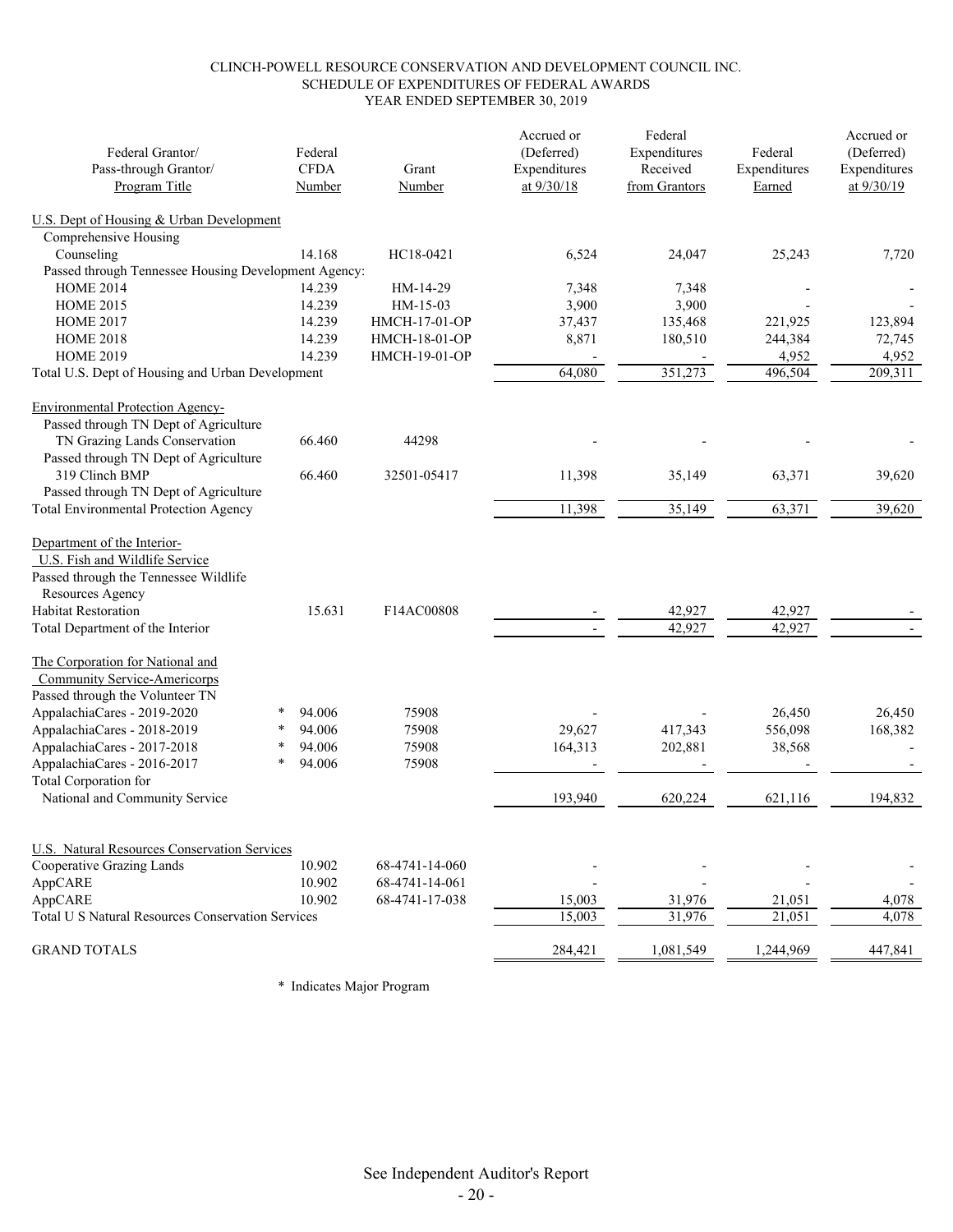CLINCH-POWELL RESOURCE CONSERVATION AND DEVELOPMENT COUNCIL INC.
SCHEDULE OF EXPENDITURES OF FEDERAL AWARDS
YEAR ENDED SEPTEMBER 30, 2019

| Federal Grantor/ Pass-through Grantor/ Program Title | | Federal CFDA Number | Grant Number | Accrued or (Deferred) Expenditures at 9/30/18 | Federal Expenditures Received from Grantors | Federal Expenditures Earned | Accrued or (Deferred) Expenditures at 9/30/19 |
|---|---|---|---|---|---|---|---|
| U.S. Dept of Housing & Urban Development | | | | | | | |
| Comprehensive Housing | | | | | | | |
| Counseling | | 14.168 | HC18-0421 | 6,524 | 24,047 | 25,243 | 7,720 |
| Passed through Tennessee Housing Development Agency: | | | | | | | |
| HOME 2014 | | 14.239 | HM-14-29 | 7,348 | 7,348 | - | - |
| HOME 2015 | | 14.239 | HM-15-03 | 3,900 | 3,900 | - | - |
| HOME 2017 | | 14.239 | HMCH-17-01-OP | 37,437 | 135,468 | 221,925 | 123,894 |
| HOME 2018 | | 14.239 | HMCH-18-01-OP | 8,871 | 180,510 | 244,384 | 72,745 |
| HOME 2019 | | 14.239 | HMCH-19-01-OP | - | - | 4,952 | 4,952 |
| Total U.S. Dept of Housing and Urban Development | | | | 64,080 | 351,273 | 496,504 | 209,311 |
| Environmental Protection Agency- | | | | | | | |
| Passed through TN Dept of Agriculture | | | | | | | |
| TN Grazing Lands Conservation | | 66.460 | 44298 | - | - | - | - |
| Passed through TN Dept of Agriculture | | | | | | | |
| 319 Clinch BMP | | 66.460 | 32501-05417 | 11,398 | 35,149 | 63,371 | 39,620 |
| Passed through TN Dept of Agriculture | | | | | | | |
| Total Environmental Protection Agency | | | | 11,398 | 35,149 | 63,371 | 39,620 |
| Department of the Interior- | | | | | | | |
| U.S. Fish and Wildlife Service | | | | | | | |
| Passed through the Tennessee Wildlife Resources Agency | | | | | | | |
| Habitat Restoration | | 15.631 | F14AC00808 | - | 42,927 | 42,927 | - |
| Total Department of the Interior | | | | - | 42,927 | 42,927 | - |
| The Corporation for National and Community Service-Americorps | | | | | | | |
| Passed through the Volunteer TN | | | | | | | |
| AppalachiaCares - 2019-2020 | * | 94.006 | 75908 | - | - | 26,450 | 26,450 |
| AppalachiaCares - 2018-2019 | * | 94.006 | 75908 | 29,627 | 417,343 | 556,098 | 168,382 |
| AppalachiaCares - 2017-2018 | * | 94.006 | 75908 | 164,313 | 202,881 | 38,568 | - |
| AppalachiaCares - 2016-2017 | * | 94.006 | 75908 | - | - | - | - |
| Total Corporation for National and Community Service | | | | 193,940 | 620,224 | 621,116 | 194,832 |
| U.S. Natural Resources Conservation Services | | | | | | | |
| Cooperative Grazing Lands | | 10.902 | 68-4741-14-060 | - | - | - | - |
| AppCARE | | 10.902 | 68-4741-14-061 | - | - | - | - |
| AppCARE | | 10.902 | 68-4741-17-038 | 15,003 | 31,976 | 21,051 | 4,078 |
| Total U S Natural Resources Conservation Services | | | | 15,003 | 31,976 | 21,051 | 4,078 |
| GRAND TOTALS | | | | 284,421 | 1,081,549 | 1,244,969 | 447,841 |

\* Indicates Major Program

See Independent Auditor's Report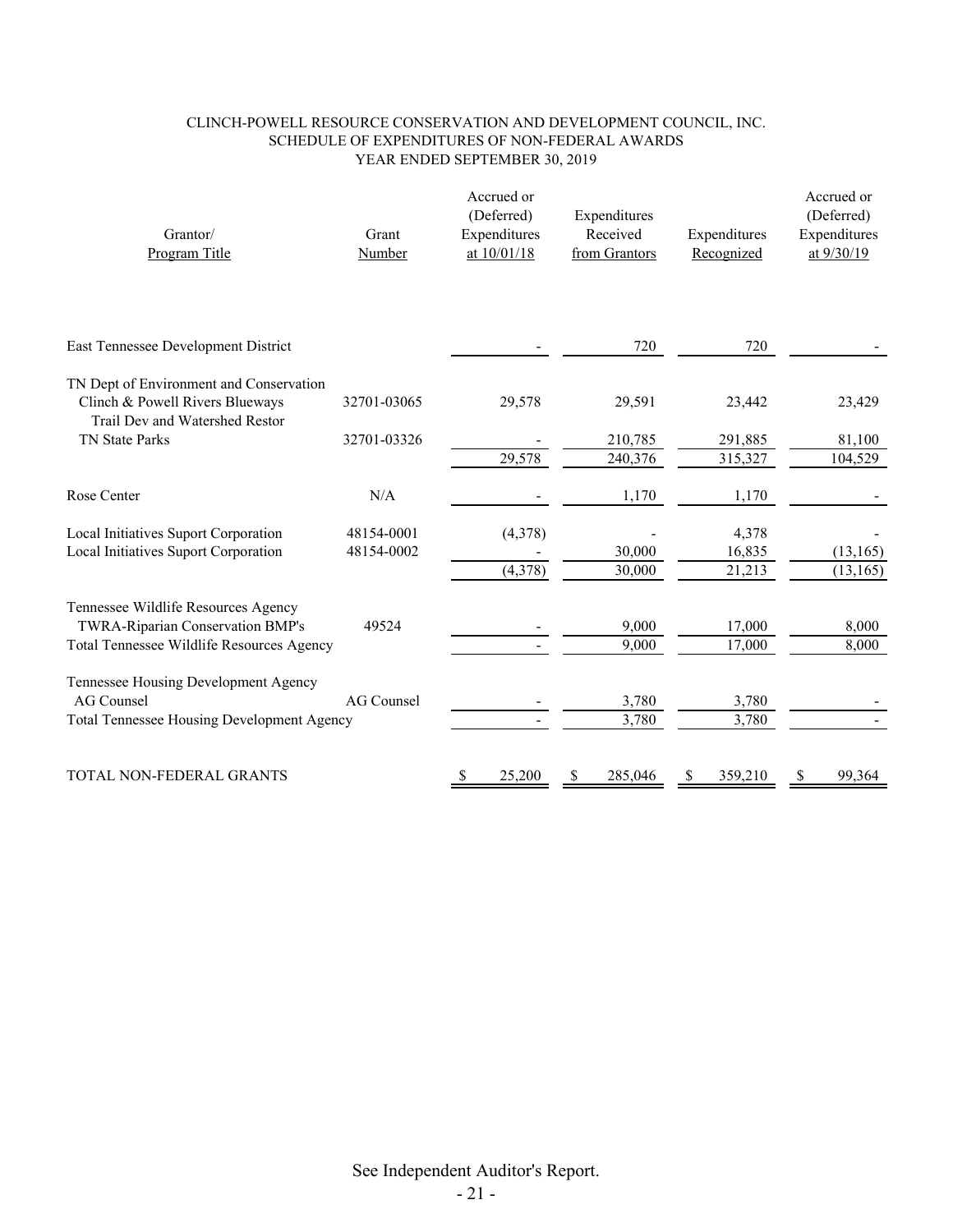CLINCH-POWELL RESOURCE CONSERVATION AND DEVELOPMENT COUNCIL, INC.
SCHEDULE OF EXPENDITURES OF NON-FEDERAL AWARDS
YEAR ENDED SEPTEMBER 30, 2019

| Grantor/ Program Title | Grant Number | Accrued or (Deferred) Expenditures at 10/01/18 | Expenditures Received from Grantors | Expenditures Recognized | Accrued or (Deferred) Expenditures at 9/30/19 |
|---|---|---|---|---|---|
| East Tennessee Development District | | - | 720 | 720 | - |
| TN Dept of Environment and Conservation | | | | | |
| Clinch & Powell Rivers Blueways | 32701-03065 | 29,578 | 29,591 | 23,442 | 23,429 |
| Trail Dev and Watershed Restor | | | | | |
| TN State Parks | 32701-03326 | - | 210,785 | 291,885 | 81,100 |
| | | 29,578 | 240,376 | 315,327 | 104,529 |
| Rose Center | N/A | - | 1,170 | 1,170 | - |
| Local Initiatives Suport Corporation | 48154-0001 | (4,378) | - | 4,378 | - |
| Local Initiatives Suport Corporation | 48154-0002 | - | 30,000 | 16,835 | (13,165) |
| | | (4,378) | 30,000 | 21,213 | (13,165) |
| Tennessee Wildlife Resources Agency | | | | | |
| TWRA-Riparian Conservation BMP's | 49524 | - | 9,000 | 17,000 | 8,000 |
| Total Tennessee Wildlife Resources Agency | | - | 9,000 | 17,000 | 8,000 |
| Tennessee Housing Development Agency | | | | | |
| AG Counsel | AG Counsel | - | 3,780 | 3,780 | - |
| Total Tennessee Housing Development Agency | | - | 3,780 | 3,780 | - |
| TOTAL NON-FEDERAL GRANTS | | $ 25,200 | $ 285,046 | $ 359,210 | $ 99,364 |

See Independent Auditor's Report.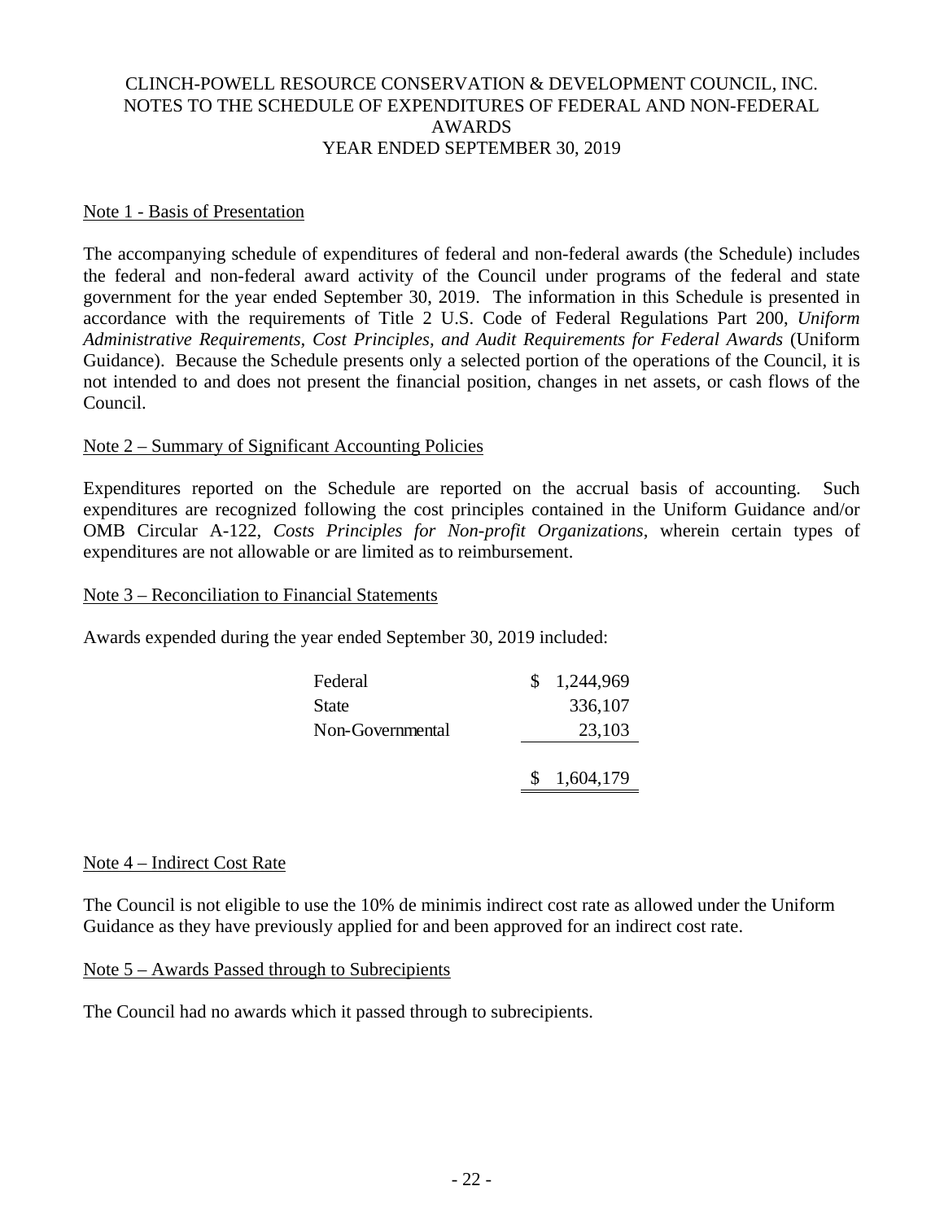# CLINCH-POWELL RESOURCE CONSERVATION & DEVELOPMENT COUNCIL, INC.
## NOTES TO THE SCHEDULE OF EXPENDITURES OF FEDERAL AND NON-FEDERAL AWARDS
## YEAR ENDED SEPTEMBER 30, 2019

Note 1 - Basis of Presentation

The accompanying schedule of expenditures of federal and non-federal awards (the Schedule) includes the federal and non-federal award activity of the Council under programs of the federal and state government for the year ended September 30, 2019. The information in this Schedule is presented in accordance with the requirements of Title 2 U.S. Code of Federal Regulations Part 200, *Uniform Administrative Requirements, Cost Principles, and Audit Requirements for Federal Awards* (Uniform Guidance). Because the Schedule presents only a selected portion of the operations of the Council, it is not intended to and does not present the financial position, changes in net assets, or cash flows of the Council.

Note 2 – Summary of Significant Accounting Policies

Expenditures reported on the Schedule are reported on the accrual basis of accounting. Such expenditures are recognized following the cost principles contained in the Uniform Guidance and/or OMB Circular A-122, *Costs Principles for Non-profit Organizations*, wherein certain types of expenditures are not allowable or are limited as to reimbursement.

Note 3 – Reconciliation to Financial Statements

Awards expended during the year ended September 30, 2019 included:

| | |
|---|---|
| Federal | $ 1,244,969 |
| State | 336,107 |
| Non-Governmental | 23,103 |
| | $ 1,604,179 |

Note 4 – Indirect Cost Rate

The Council is not eligible to use the 10% de minimis indirect cost rate as allowed under the Uniform Guidance as they have previously applied for and been approved for an indirect cost rate.

Note 5 – Awards Passed through to Subrecipients

The Council had no awards which it passed through to subrecipients.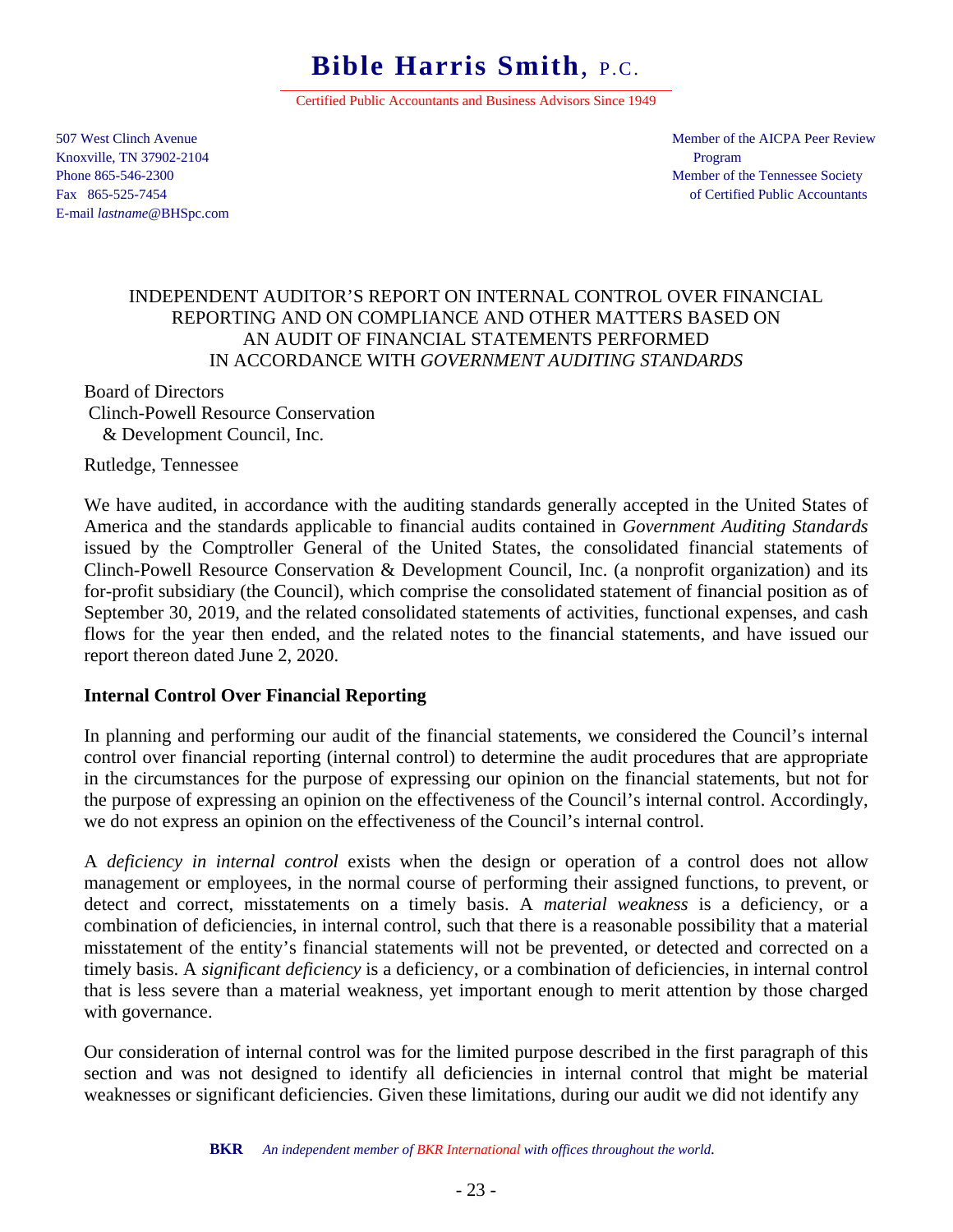# Bible Harris Smith, P.C.

Certified Public Accountants and Business Advisors Since 1949

507 West Clinch Avenue
Knoxville, TN 37902-2104
Phone 865-546-2300
Fax 865-525-7454
E-mail *lastname*@BHSpc.com

Member of the AICPA Peer Review Program
Member of the Tennessee Society of Certified Public Accountants

## INDEPENDENT AUDITOR'S REPORT ON INTERNAL CONTROL OVER FINANCIAL REPORTING AND ON COMPLIANCE AND OTHER MATTERS BASED ON AN AUDIT OF FINANCIAL STATEMENTS PERFORMED IN ACCORDANCE WITH *GOVERNMENT AUDITING STANDARDS*

Board of Directors
Clinch-Powell Resource Conservation
& Development Council, Inc.

Rutledge, Tennessee

We have audited, in accordance with the auditing standards generally accepted in the United States of America and the standards applicable to financial audits contained in *Government Auditing Standards* issued by the Comptroller General of the United States, the consolidated financial statements of Clinch-Powell Resource Conservation & Development Council, Inc. (a nonprofit organization) and its for-profit subsidiary (the Council), which comprise the consolidated statement of financial position as of September 30, 2019, and the related consolidated statements of activities, functional expenses, and cash flows for the year then ended, and the related notes to the financial statements, and have issued our report thereon dated June 2, 2020.

**Internal Control Over Financial Reporting**

In planning and performing our audit of the financial statements, we considered the Council's internal control over financial reporting (internal control) to determine the audit procedures that are appropriate in the circumstances for the purpose of expressing our opinion on the financial statements, but not for the purpose of expressing an opinion on the effectiveness of the Council's internal control. Accordingly, we do not express an opinion on the effectiveness of the Council's internal control.

A *deficiency in internal control* exists when the design or operation of a control does not allow management or employees, in the normal course of performing their assigned functions, to prevent, or detect and correct, misstatements on a timely basis. A *material weakness* is a deficiency, or a combination of deficiencies, in internal control, such that there is a reasonable possibility that a material misstatement of the entity's financial statements will not be prevented, or detected and corrected on a timely basis. A *significant deficiency* is a deficiency, or a combination of deficiencies, in internal control that is less severe than a material weakness, yet important enough to merit attention by those charged with governance.

Our consideration of internal control was for the limited purpose described in the first paragraph of this section and was not designed to identify all deficiencies in internal control that might be material weaknesses or significant deficiencies. Given these limitations, during our audit we did not identify any

**BKR** *An independent member of BKR International with offices throughout the world.*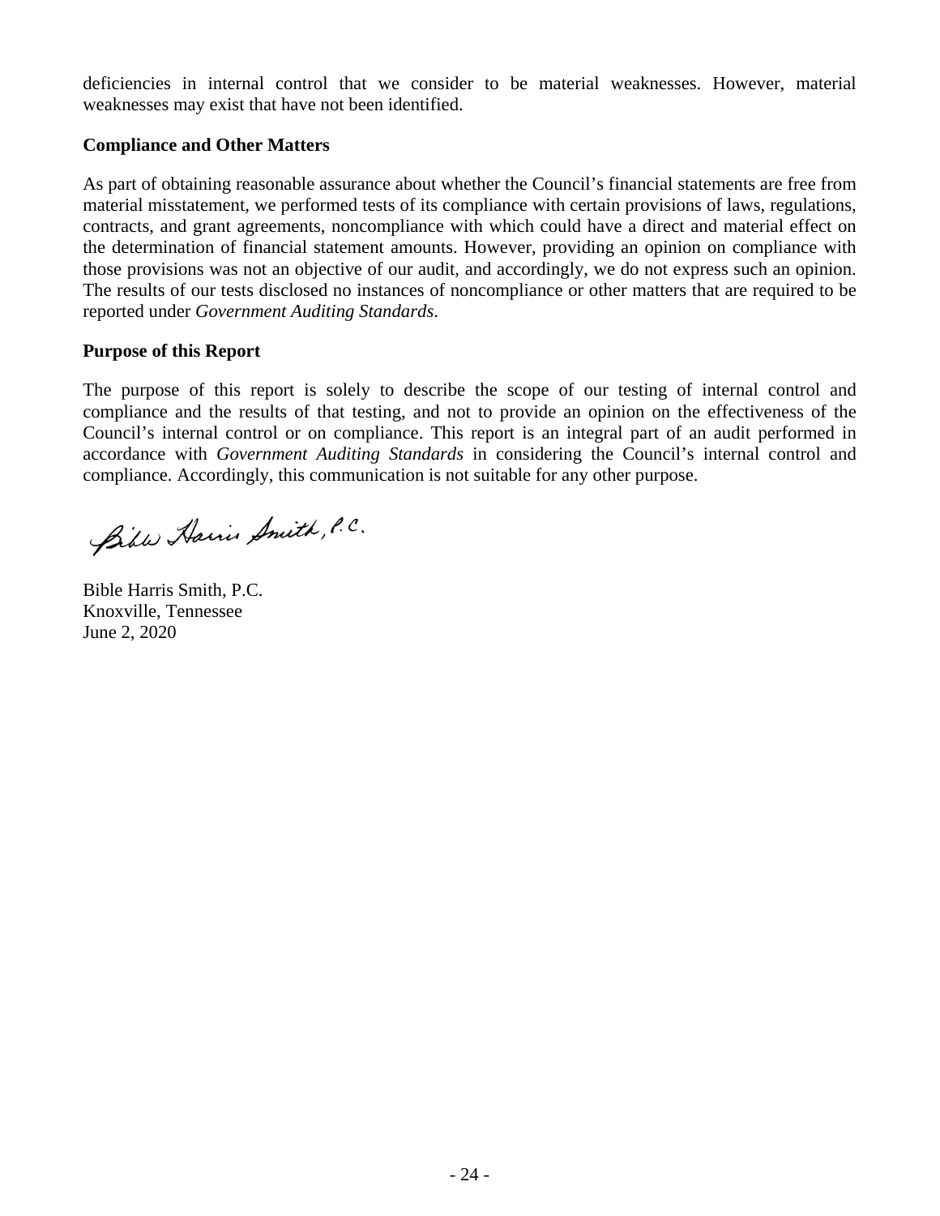deficiencies in internal control that we consider to be material weaknesses. However, material weaknesses may exist that have not been identified.

**Compliance and Other Matters**

As part of obtaining reasonable assurance about whether the Council's financial statements are free from material misstatement, we performed tests of its compliance with certain provisions of laws, regulations, contracts, and grant agreements, noncompliance with which could have a direct and material effect on the determination of financial statement amounts. However, providing an opinion on compliance with those provisions was not an objective of our audit, and accordingly, we do not express such an opinion. The results of our tests disclosed no instances of noncompliance or other matters that are required to be reported under *Government Auditing Standards*.

**Purpose of this Report**

The purpose of this report is solely to describe the scope of our testing of internal control and compliance and the results of that testing, and not to provide an opinion on the effectiveness of the Council's internal control or on compliance. This report is an integral part of an audit performed in accordance with *Government Auditing Standards* in considering the Council's internal control and compliance. Accordingly, this communication is not suitable for any other purpose.

Bible Harris Smith, P.C.

Bible Harris Smith, P.C.
Knoxville, Tennessee
June 2, 2020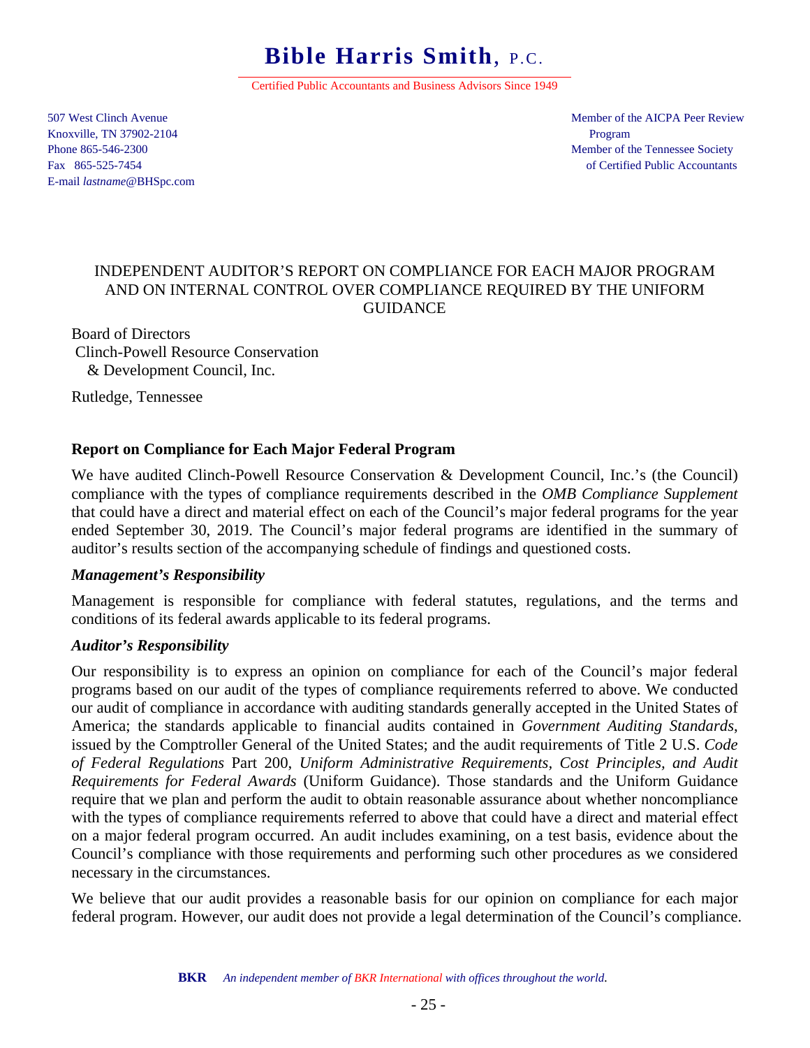# Bible Harris Smith, P.C.

Certified Public Accountants and Business Advisors Since 1949

507 West Clinch Avenue
Knoxville, TN 37902-2104
Phone 865-546-2300
Fax 865-525-7454
E-mail *lastname*@BHSpc.com

Member of the AICPA Peer Review Program
Member of the Tennessee Society of Certified Public Accountants

INDEPENDENT AUDITOR'S REPORT ON COMPLIANCE FOR EACH MAJOR PROGRAM AND ON INTERNAL CONTROL OVER COMPLIANCE REQUIRED BY THE UNIFORM GUIDANCE

Board of Directors
Clinch-Powell Resource Conservation
& Development Council, Inc.

Rutledge, Tennessee

**Report on Compliance for Each Major Federal Program**

We have audited Clinch-Powell Resource Conservation & Development Council, Inc.'s (the Council) compliance with the types of compliance requirements described in the *OMB Compliance Supplement* that could have a direct and material effect on each of the Council's major federal programs for the year ended September 30, 2019. The Council's major federal programs are identified in the summary of auditor's results section of the accompanying schedule of findings and questioned costs.

***Management's Responsibility***

Management is responsible for compliance with federal statutes, regulations, and the terms and conditions of its federal awards applicable to its federal programs.

***Auditor's Responsibility***

Our responsibility is to express an opinion on compliance for each of the Council's major federal programs based on our audit of the types of compliance requirements referred to above. We conducted our audit of compliance in accordance with auditing standards generally accepted in the United States of America; the standards applicable to financial audits contained in *Government Auditing Standards*, issued by the Comptroller General of the United States; and the audit requirements of Title 2 U.S. *Code of Federal Regulations* Part 200, *Uniform Administrative Requirements, Cost Principles, and Audit Requirements for Federal Awards* (Uniform Guidance). Those standards and the Uniform Guidance require that we plan and perform the audit to obtain reasonable assurance about whether noncompliance with the types of compliance requirements referred to above that could have a direct and material effect on a major federal program occurred. An audit includes examining, on a test basis, evidence about the Council's compliance with those requirements and performing such other procedures as we considered necessary in the circumstances.

We believe that our audit provides a reasonable basis for our opinion on compliance for each major federal program. However, our audit does not provide a legal determination of the Council's compliance.

**BKR** *An independent member of BKR International with offices throughout the world.*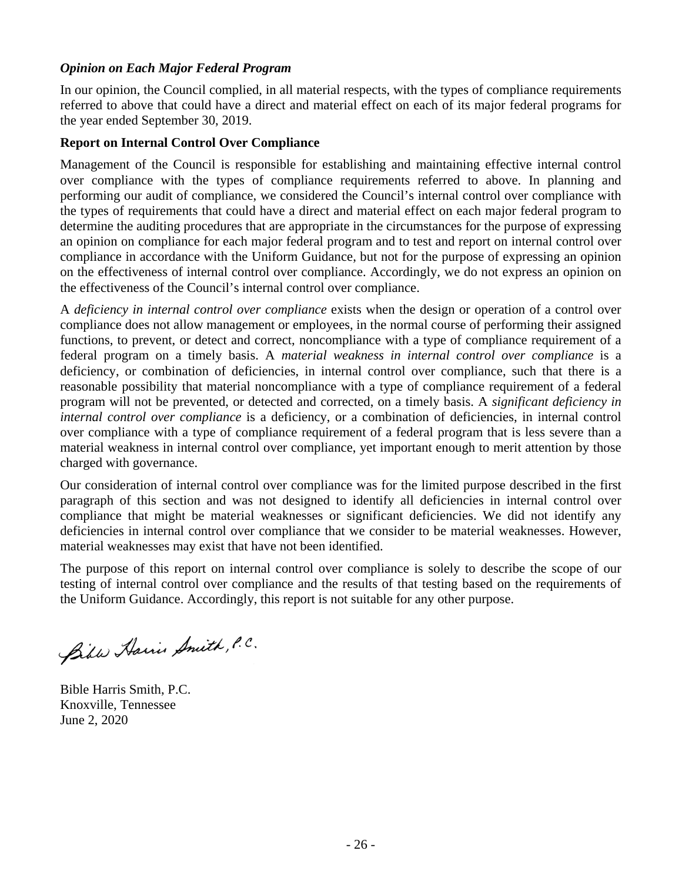### *Opinion on Each Major Federal Program*

In our opinion, the Council complied, in all material respects, with the types of compliance requirements referred to above that could have a direct and material effect on each of its major federal programs for the year ended September 30, 2019.

### Report on Internal Control Over Compliance

Management of the Council is responsible for establishing and maintaining effective internal control over compliance with the types of compliance requirements referred to above. In planning and performing our audit of compliance, we considered the Council's internal control over compliance with the types of requirements that could have a direct and material effect on each major federal program to determine the auditing procedures that are appropriate in the circumstances for the purpose of expressing an opinion on compliance for each major federal program and to test and report on internal control over compliance in accordance with the Uniform Guidance, but not for the purpose of expressing an opinion on the effectiveness of internal control over compliance. Accordingly, we do not express an opinion on the effectiveness of the Council's internal control over compliance.

A *deficiency in internal control over compliance* exists when the design or operation of a control over compliance does not allow management or employees, in the normal course of performing their assigned functions, to prevent, or detect and correct, noncompliance with a type of compliance requirement of a federal program on a timely basis. A *material weakness in internal control over compliance* is a deficiency, or combination of deficiencies, in internal control over compliance, such that there is a reasonable possibility that material noncompliance with a type of compliance requirement of a federal program will not be prevented, or detected and corrected, on a timely basis. A *significant deficiency in internal control over compliance* is a deficiency, or a combination of deficiencies, in internal control over compliance with a type of compliance requirement of a federal program that is less severe than a material weakness in internal control over compliance, yet important enough to merit attention by those charged with governance.

Our consideration of internal control over compliance was for the limited purpose described in the first paragraph of this section and was not designed to identify all deficiencies in internal control over compliance that might be material weaknesses or significant deficiencies. We did not identify any deficiencies in internal control over compliance that we consider to be material weaknesses. However, material weaknesses may exist that have not been identified.

The purpose of this report on internal control over compliance is solely to describe the scope of our testing of internal control over compliance and the results of that testing based on the requirements of the Uniform Guidance. Accordingly, this report is not suitable for any other purpose.

*Bible Harris Smith, P.C.*

Bible Harris Smith, P.C.
Knoxville, Tennessee
June 2, 2020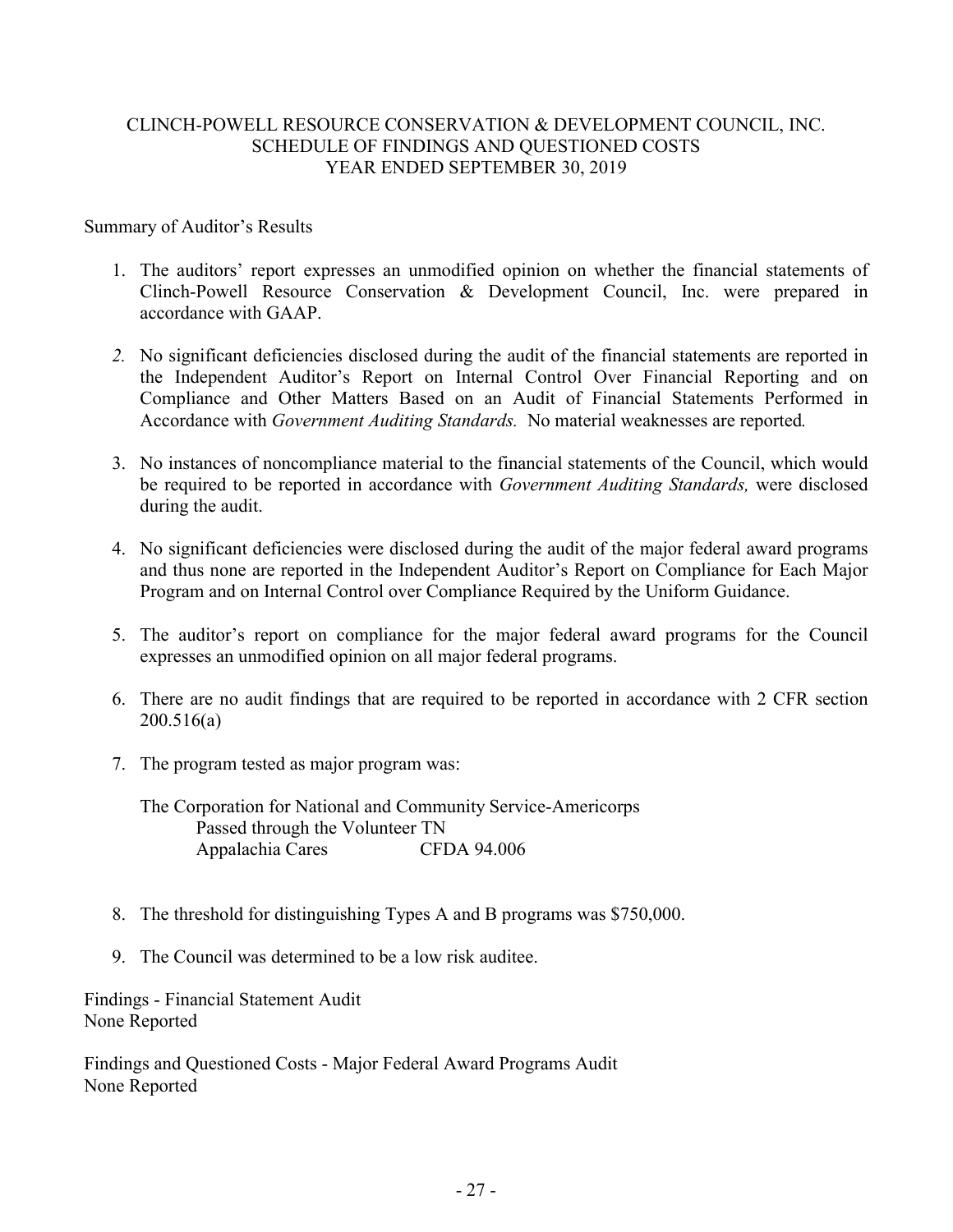# CLINCH-POWELL RESOURCE CONSERVATION & DEVELOPMENT COUNCIL, INC.
## SCHEDULE OF FINDINGS AND QUESTIONED COSTS
### YEAR ENDED SEPTEMBER 30, 2019

Summary of Auditor's Results

1. The auditors' report expresses an unmodified opinion on whether the financial statements of Clinch-Powell Resource Conservation & Development Council, Inc. were prepared in accordance with GAAP.

2. No significant deficiencies disclosed during the audit of the financial statements are reported in the Independent Auditor's Report on Internal Control Over Financial Reporting and on Compliance and Other Matters Based on an Audit of Financial Statements Performed in Accordance with *Government Auditing Standards.* No material weaknesses are reported.

3. No instances of noncompliance material to the financial statements of the Council, which would be required to be reported in accordance with *Government Auditing Standards,* were disclosed during the audit.

4. No significant deficiencies were disclosed during the audit of the major federal award programs and thus none are reported in the Independent Auditor's Report on Compliance for Each Major Program and on Internal Control over Compliance Required by the Uniform Guidance.

5. The auditor's report on compliance for the major federal award programs for the Council expresses an unmodified opinion on all major federal programs.

6. There are no audit findings that are required to be reported in accordance with 2 CFR section 200.516(a)

7. The program tested as major program was:

   The Corporation for National and Community Service-Americorps
   Passed through the Volunteer TN
   Appalachia Cares CFDA 94.006

8. The threshold for distinguishing Types A and B programs was $750,000.

9. The Council was determined to be a low risk auditee.

Findings - Financial Statement Audit
None Reported

Findings and Questioned Costs - Major Federal Award Programs Audit
None Reported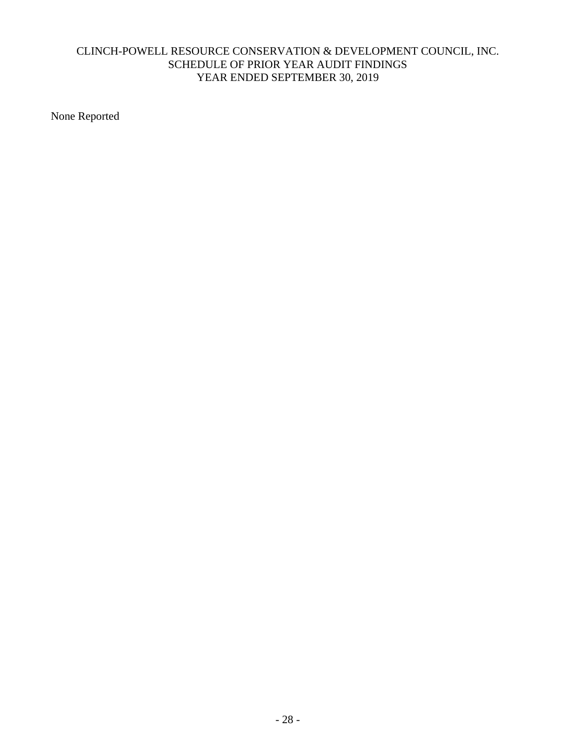# CLINCH-POWELL RESOURCE CONSERVATION & DEVELOPMENT COUNCIL, INC.
## SCHEDULE OF PRIOR YEAR AUDIT FINDINGS
## YEAR ENDED SEPTEMBER 30, 2019

None Reported